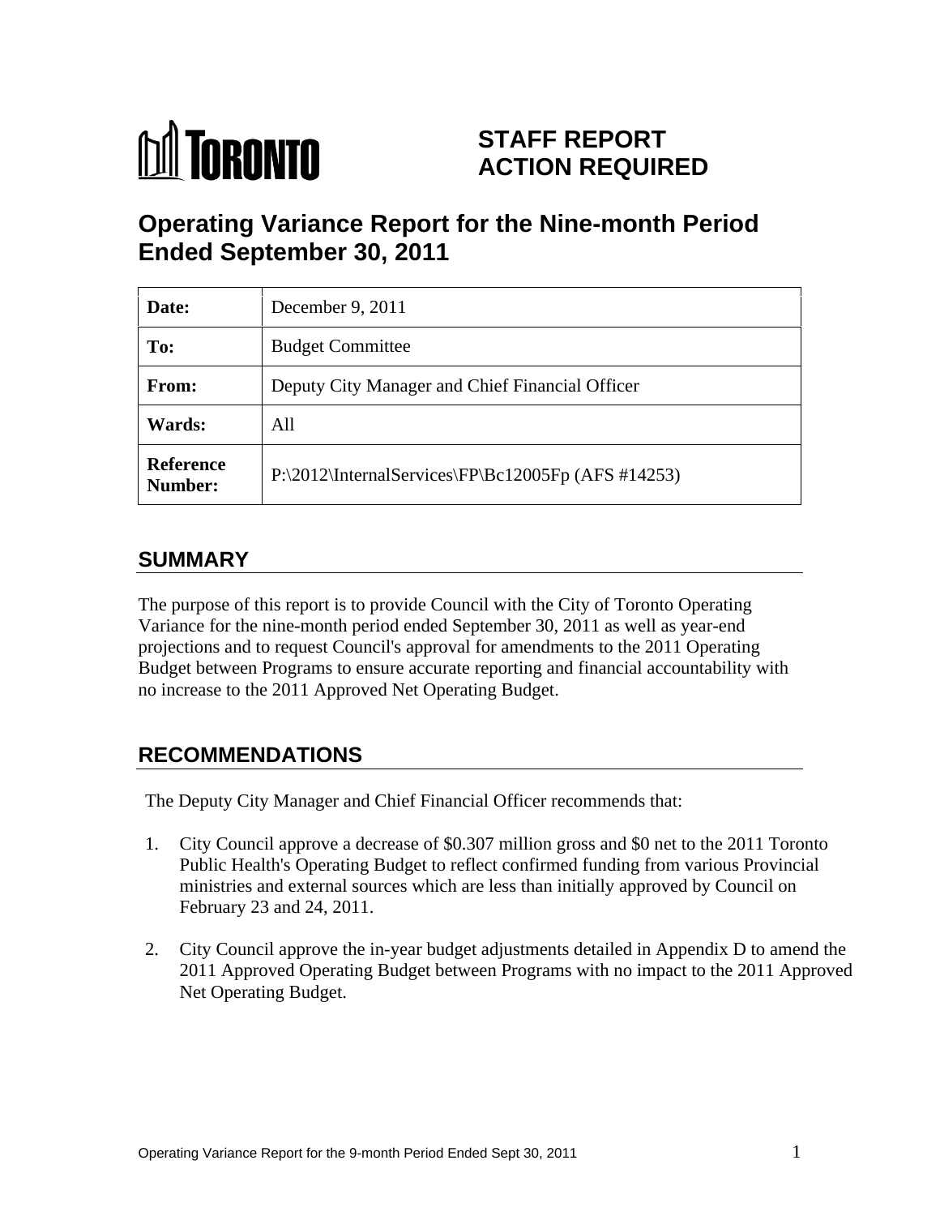TORONTO

**STAFF REPORT ACTION REQUIRED**

# Operating Variance Report for the Nine-month Period Ended September 30, 2011

| | |
|---|---|
| **Date:** | December 9, 2011 |
| **To:** | Budget Committee |
| **From:** | Deputy City Manager and Chief Financial Officer |
| **Wards:** | All |
| **Reference Number:** | P:\2012\InternalServices\FP\Bc12005Fp (AFS #14253) |

## SUMMARY

The purpose of this report is to provide Council with the City of Toronto Operating Variance for the nine-month period ended September 30, 2011 as well as year-end projections and to request Council's approval for amendments to the 2011 Operating Budget between Programs to ensure accurate reporting and financial accountability with no increase to the 2011 Approved Net Operating Budget.

## RECOMMENDATIONS

The Deputy City Manager and Chief Financial Officer recommends that:

1. City Council approve a decrease of $0.307 million gross and $0 net to the 2011 Toronto Public Health's Operating Budget to reflect confirmed funding from various Provincial ministries and external sources which are less than initially approved by Council on February 23 and 24, 2011.

2. City Council approve the in-year budget adjustments detailed in Appendix D to amend the 2011 Approved Operating Budget between Programs with no impact to the 2011 Approved Net Operating Budget.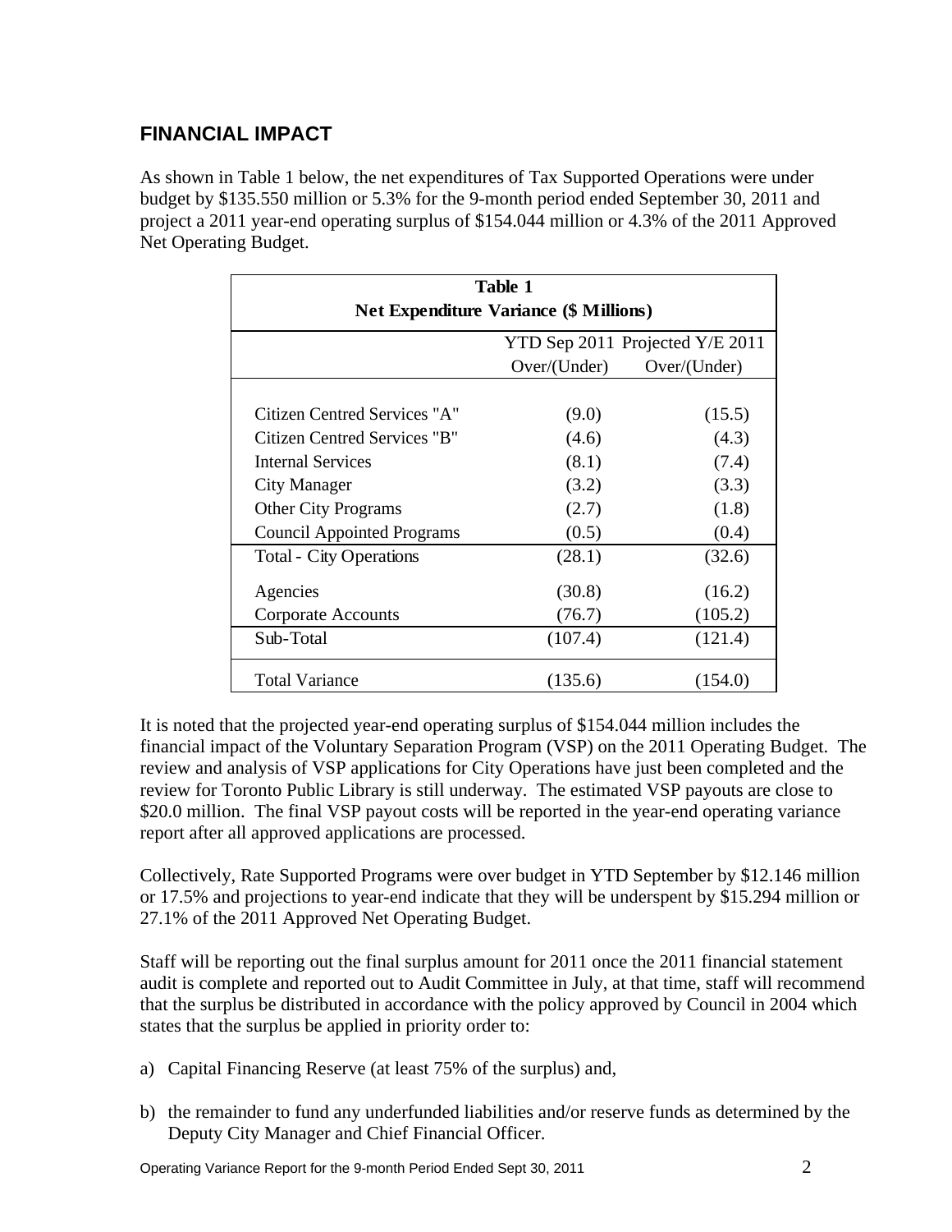## FINANCIAL IMPACT

As shown in Table 1 below, the net expenditures of Tax Supported Operations were under budget by $135.550 million or 5.3% for the 9-month period ended September 30, 2011 and project a 2011 year-end operating surplus of $154.044 million or 4.3% of the 2011 Approved Net Operating Budget.

**Table 1**
**Net Expenditure Variance ($ Millions)**

| | YTD Sep 2011 Over/(Under) | Projected Y/E 2011 Over/(Under) |
|---|---|---|
| Citizen Centred Services "A" | (9.0) | (15.5) |
| Citizen Centred Services "B" | (4.6) | (4.3) |
| Internal Services | (8.1) | (7.4) |
| City Manager | (3.2) | (3.3) |
| Other City Programs | (2.7) | (1.8) |
| Council Appointed Programs | (0.5) | (0.4) |
| Total - City Operations | (28.1) | (32.6) |
| Agencies | (30.8) | (16.2) |
| Corporate Accounts | (76.7) | (105.2) |
| Sub-Total | (107.4) | (121.4) |
| Total Variance | (135.6) | (154.0) |

It is noted that the projected year-end operating surplus of $154.044 million includes the financial impact of the Voluntary Separation Program (VSP) on the 2011 Operating Budget. The review and analysis of VSP applications for City Operations have just been completed and the review for Toronto Public Library is still underway. The estimated VSP payouts are close to $20.0 million. The final VSP payout costs will be reported in the year-end operating variance report after all approved applications are processed.

Collectively, Rate Supported Programs were over budget in YTD September by $12.146 million or 17.5% and projections to year-end indicate that they will be underspent by $15.294 million or 27.1% of the 2011 Approved Net Operating Budget.

Staff will be reporting out the final surplus amount for 2011 once the 2011 financial statement audit is complete and reported out to Audit Committee in July, at that time, staff will recommend that the surplus be distributed in accordance with the policy approved by Council in 2004 which states that the surplus be applied in priority order to:

a) Capital Financing Reserve (at least 75% of the surplus) and,

b) the remainder to fund any underfunded liabilities and/or reserve funds as determined by the Deputy City Manager and Chief Financial Officer.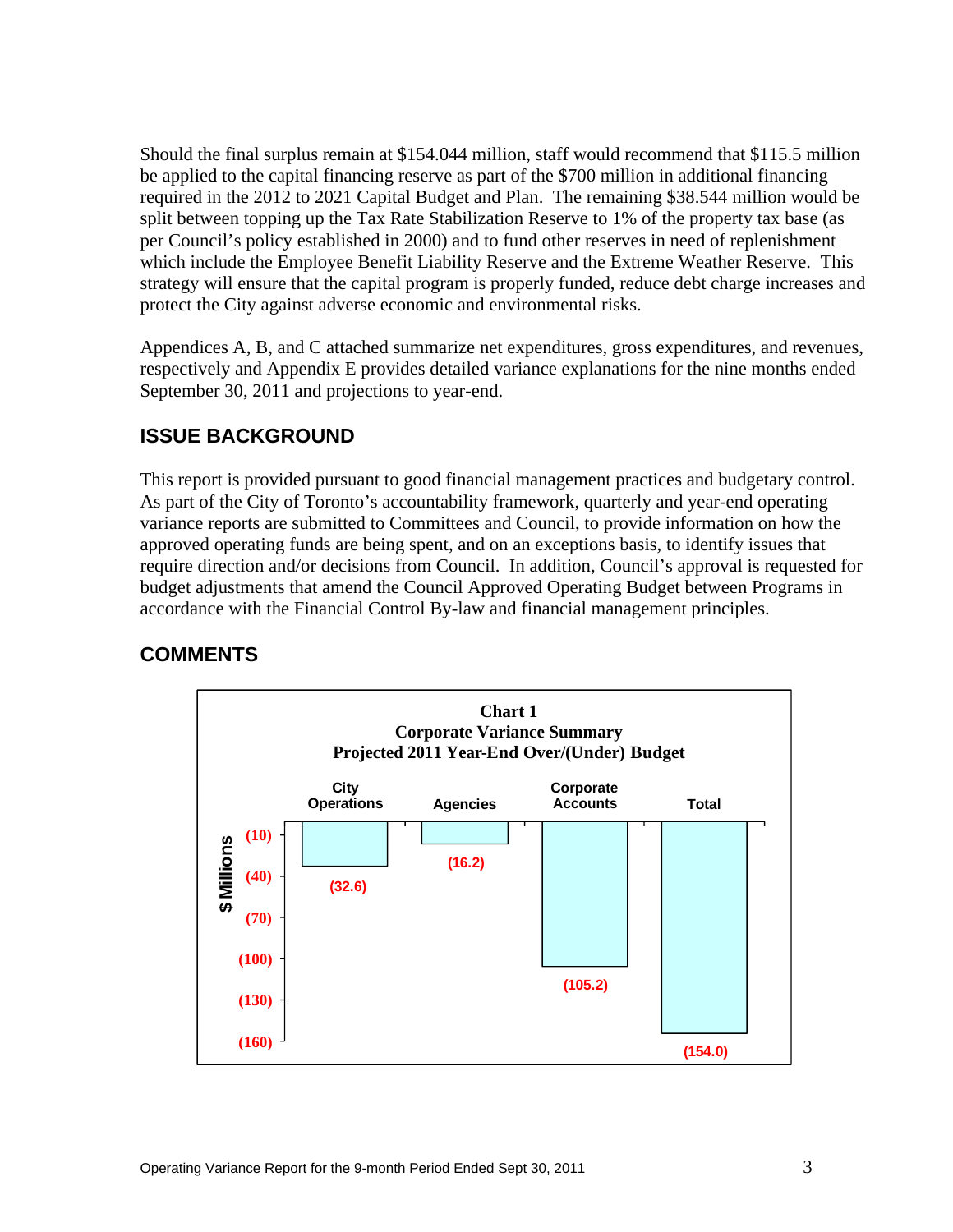Should the final surplus remain at $154.044 million, staff would recommend that $115.5 million be applied to the capital financing reserve as part of the $700 million in additional financing required in the 2012 to 2021 Capital Budget and Plan. The remaining $38.544 million would be split between topping up the Tax Rate Stabilization Reserve to 1% of the property tax base (as per Council's policy established in 2000) and to fund other reserves in need of replenishment which include the Employee Benefit Liability Reserve and the Extreme Weather Reserve. This strategy will ensure that the capital program is properly funded, reduce debt charge increases and protect the City against adverse economic and environmental risks.

Appendices A, B, and C attached summarize net expenditures, gross expenditures, and revenues, respectively and Appendix E provides detailed variance explanations for the nine months ended September 30, 2011 and projections to year-end.

## ISSUE BACKGROUND

This report is provided pursuant to good financial management practices and budgetary control. As part of the City of Toronto's accountability framework, quarterly and year-end operating variance reports are submitted to Committees and Council, to provide information on how the approved operating funds are being spent, and on an exceptions basis, to identify issues that require direction and/or decisions from Council. In addition, Council's approval is requested for budget adjustments that amend the Council Approved Operating Budget between Programs in accordance with the Financial Control By-law and financial management principles.

## COMMENTS

**Chart 1**
**Corporate Variance Summary**
**Projected 2011 Year-End Over/(Under) Budget**

| | City Operations | Agencies | Corporate Accounts | Total |
|---|---|---|---|---|
| $ Millions | (32.6) | (16.2) | (105.2) | (154.0) |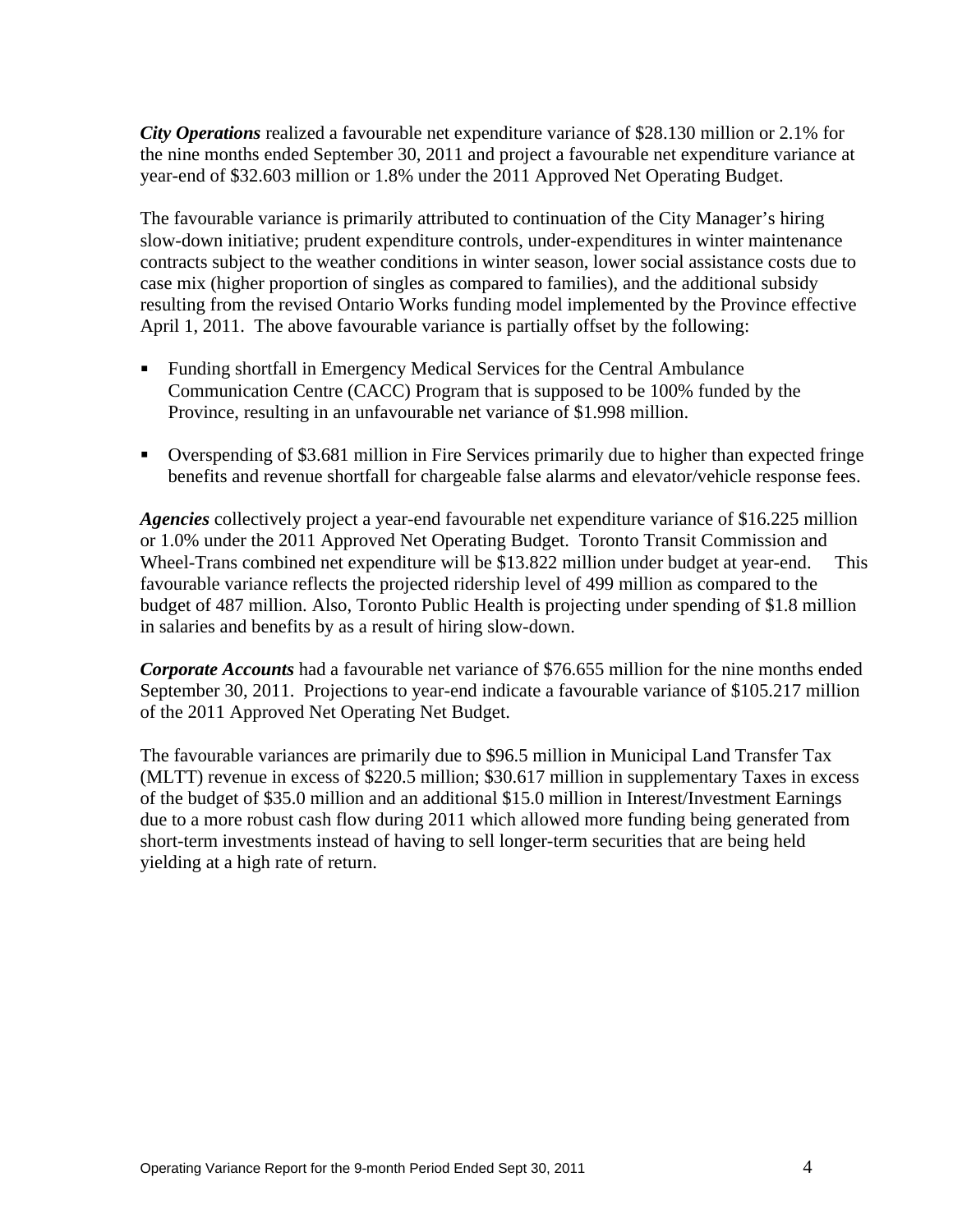***City Operations*** realized a favourable net expenditure variance of $28.130 million or 2.1% for the nine months ended September 30, 2011 and project a favourable net expenditure variance at year-end of $32.603 million or 1.8% under the 2011 Approved Net Operating Budget.

The favourable variance is primarily attributed to continuation of the City Manager's hiring slow-down initiative; prudent expenditure controls, under-expenditures in winter maintenance contracts subject to the weather conditions in winter season, lower social assistance costs due to case mix (higher proportion of singles as compared to families), and the additional subsidy resulting from the revised Ontario Works funding model implemented by the Province effective April 1, 2011. The above favourable variance is partially offset by the following:

- Funding shortfall in Emergency Medical Services for the Central Ambulance Communication Centre (CACC) Program that is supposed to be 100% funded by the Province, resulting in an unfavourable net variance of $1.998 million.
- Overspending of $3.681 million in Fire Services primarily due to higher than expected fringe benefits and revenue shortfall for chargeable false alarms and elevator/vehicle response fees.

***Agencies*** collectively project a year-end favourable net expenditure variance of $16.225 million or 1.0% under the 2011 Approved Net Operating Budget. Toronto Transit Commission and Wheel-Trans combined net expenditure will be $13.822 million under budget at year-end. This favourable variance reflects the projected ridership level of 499 million as compared to the budget of 487 million. Also, Toronto Public Health is projecting under spending of $1.8 million in salaries and benefits by as a result of hiring slow-down.

***Corporate Accounts*** had a favourable net variance of $76.655 million for the nine months ended September 30, 2011. Projections to year-end indicate a favourable variance of $105.217 million of the 2011 Approved Net Operating Net Budget.

The favourable variances are primarily due to $96.5 million in Municipal Land Transfer Tax (MLTT) revenue in excess of $220.5 million; $30.617 million in supplementary Taxes in excess of the budget of $35.0 million and an additional $15.0 million in Interest/Investment Earnings due to a more robust cash flow during 2011 which allowed more funding being generated from short-term investments instead of having to sell longer-term securities that are being held yielding at a high rate of return.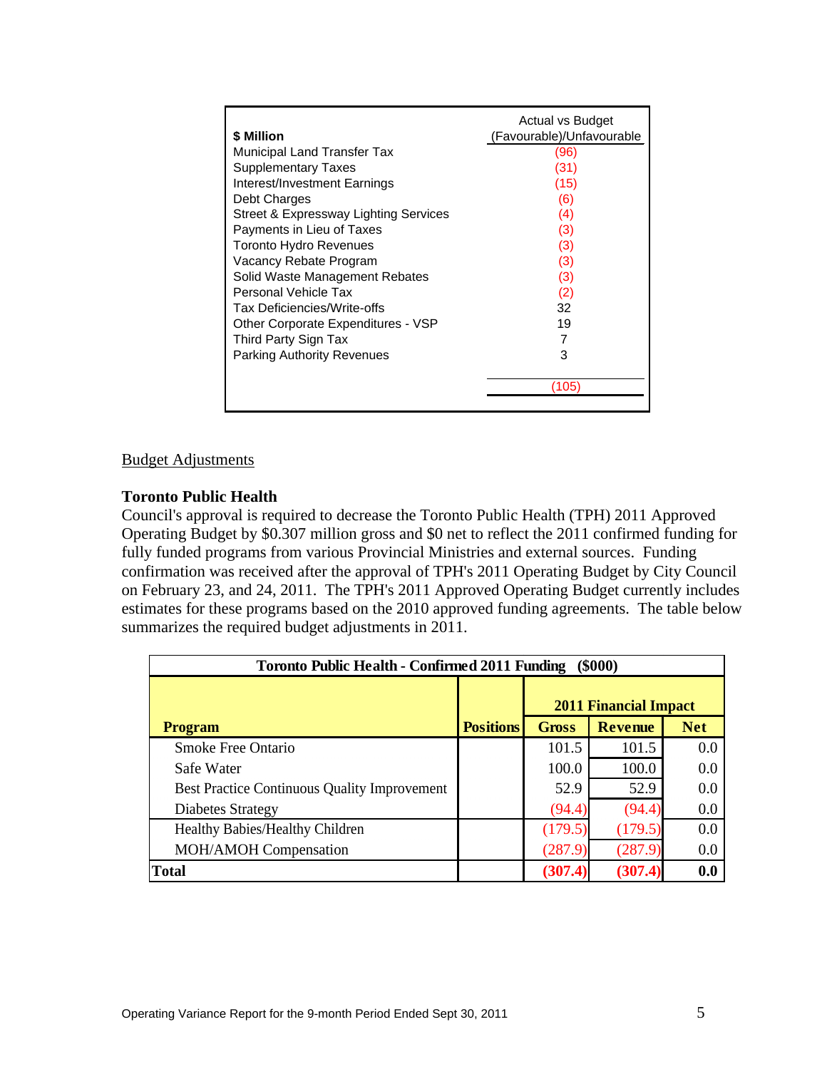| $ Million | Actual vs Budget (Favourable)/Unfavourable |
|---|---|
| Municipal Land Transfer Tax | (96) |
| Supplementary Taxes | (31) |
| Interest/Investment Earnings | (15) |
| Debt Charges | (6) |
| Street & Expressway Lighting Services | (4) |
| Payments in Lieu of Taxes | (3) |
| Toronto Hydro Revenues | (3) |
| Vacancy Rebate Program | (3) |
| Solid Waste Management Rebates | (3) |
| Personal Vehicle Tax | (2) |
| Tax Deficiencies/Write-offs | 32 |
| Other Corporate Expenditures - VSP | 19 |
| Third Party Sign Tax | 7 |
| Parking Authority Revenues | 3 |
| | (105) |

Budget Adjustments

**Toronto Public Health**

Council's approval is required to decrease the Toronto Public Health (TPH) 2011 Approved Operating Budget by $0.307 million gross and $0 net to reflect the 2011 confirmed funding for fully funded programs from various Provincial Ministries and external sources. Funding confirmation was received after the approval of TPH's 2011 Operating Budget by City Council on February 23, and 24, 2011. The TPH's 2011 Approved Operating Budget currently includes estimates for these programs based on the 2010 approved funding agreements. The table below summarizes the required budget adjustments in 2011.

| Toronto Public Health - Confirmed 2011 Funding ($000) | | | | |
|---|---|---|---|---|
| | | 2011 Financial Impact | | |
| **Program** | **Positions** | **Gross** | **Revenue** | **Net** |
| Smoke Free Ontario | | 101.5 | 101.5 | 0.0 |
| Safe Water | | 100.0 | 100.0 | 0.0 |
| Best Practice Continuous Quality Improvement | | 52.9 | 52.9 | 0.0 |
| Diabetes Strategy | | (94.4) | (94.4) | 0.0 |
| Healthy Babies/Healthy Children | | (179.5) | (179.5) | 0.0 |
| MOH/AMOH Compensation | | (287.9) | (287.9) | 0.0 |
| **Total** | | **(307.4)** | **(307.4)** | **0.0** |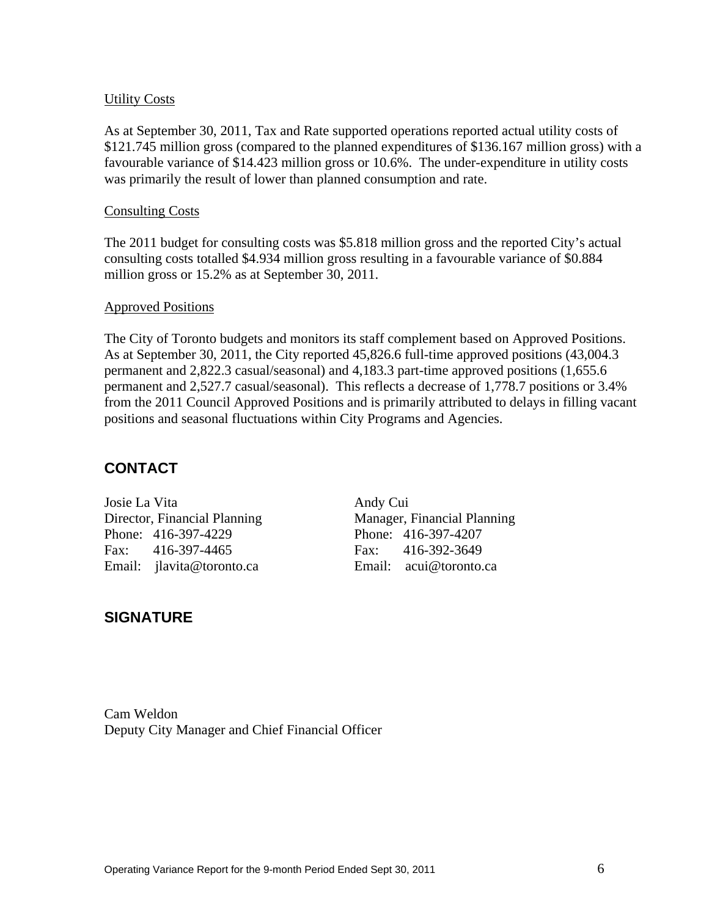<u>Utility Costs</u>

As at September 30, 2011, Tax and Rate supported operations reported actual utility costs of $121.745 million gross (compared to the planned expenditures of $136.167 million gross) with a favourable variance of $14.423 million gross or 10.6%. The under-expenditure in utility costs was primarily the result of lower than planned consumption and rate.

<u>Consulting Costs</u>

The 2011 budget for consulting costs was $5.818 million gross and the reported City's actual consulting costs totalled $4.934 million gross resulting in a favourable variance of $0.884 million gross or 15.2% as at September 30, 2011.

<u>Approved Positions</u>

The City of Toronto budgets and monitors its staff complement based on Approved Positions. As at September 30, 2011, the City reported 45,826.6 full-time approved positions (43,004.3 permanent and 2,822.3 casual/seasonal) and 4,183.3 part-time approved positions (1,655.6 permanent and 2,527.7 casual/seasonal). This reflects a decrease of 1,778.7 positions or 3.4% from the 2011 Council Approved Positions and is primarily attributed to delays in filling vacant positions and seasonal fluctuations within City Programs and Agencies.

## CONTACT

Josie La Vita
Director, Financial Planning
Phone: 416-397-4229
Fax: 416-397-4465
Email: jlavita@toronto.ca

Andy Cui
Manager, Financial Planning
Phone: 416-397-4207
Fax: 416-392-3649
Email: acui@toronto.ca

## SIGNATURE

Cam Weldon
Deputy City Manager and Chief Financial Officer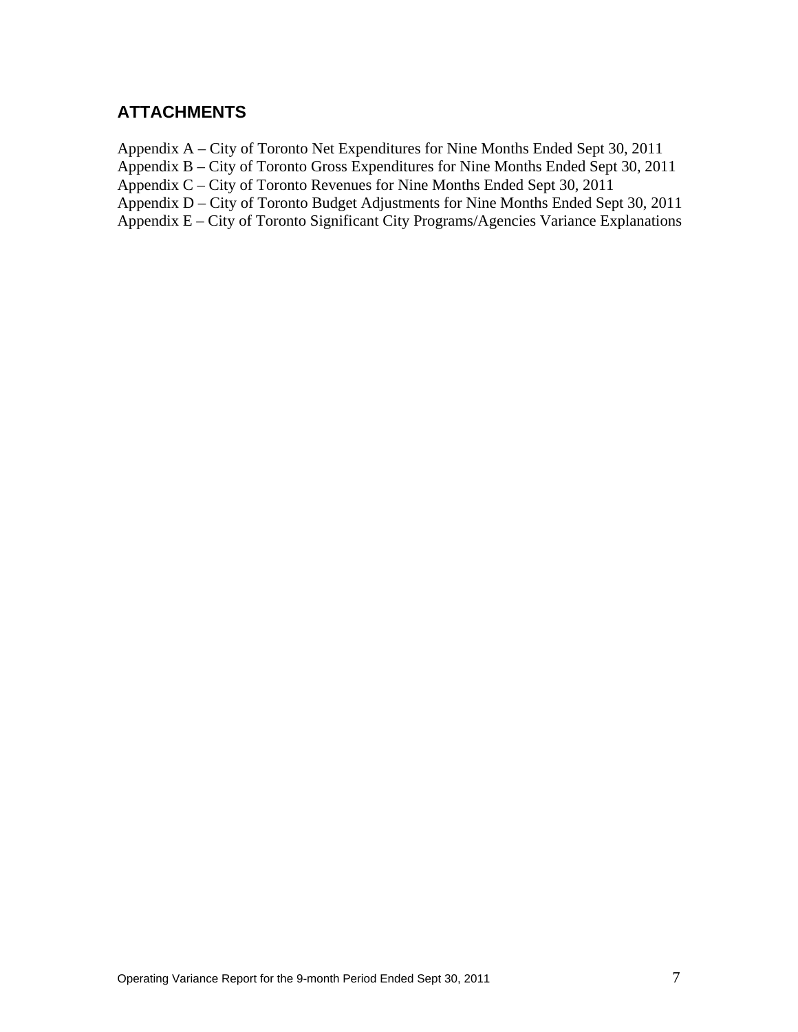## ATTACHMENTS

Appendix A – City of Toronto Net Expenditures for Nine Months Ended Sept 30, 2011
Appendix B – City of Toronto Gross Expenditures for Nine Months Ended Sept 30, 2011
Appendix C – City of Toronto Revenues for Nine Months Ended Sept 30, 2011
Appendix D – City of Toronto Budget Adjustments for Nine Months Ended Sept 30, 2011
Appendix E – City of Toronto Significant City Programs/Agencies Variance Explanations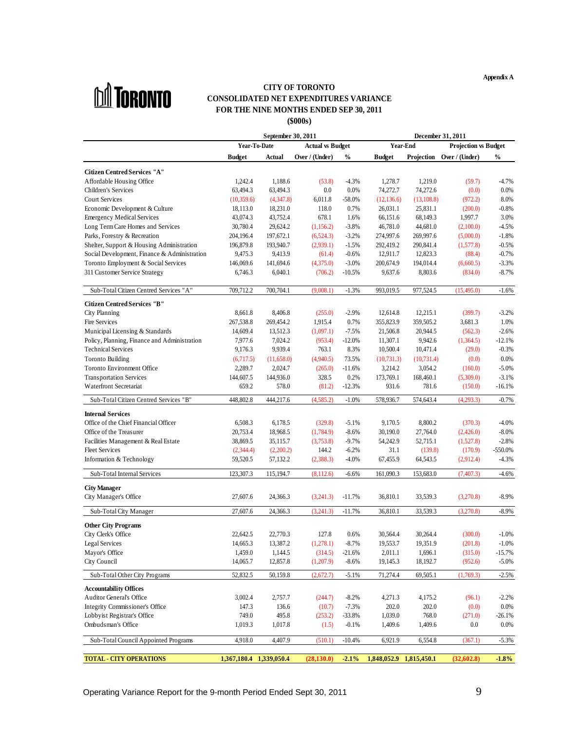Appendix A

TORONTO

# CITY OF TORONTO
## CONSOLIDATED NET EXPENDITURES VARIANCE
## FOR THE NINE MONTHS ENDED SEP 30, 2011
## ($000s)

| | September 30, 2011 | | | | December 31, 2011 | | | |
|---|---|---|---|---|---|---|---|---|
| | Year-To-Date | | Actual vs Budget | | Year-End | | Projection vs Budget | |
| | Budget | Actual | Over / (Under) | % | Budget | Projection | Over / (Under) | % |
| **Citizen Centred Services "A"** | | | | | | | | |
| Affordable Housing Office | 1,242.4 | 1,188.6 | (53.8) | -4.3% | 1,278.7 | 1,219.0 | (59.7) | -4.7% |
| Children's Services | 63,494.3 | 63,494.3 | 0.0 | 0.0% | 74,272.7 | 74,272.6 | (0.0) | 0.0% |
| Court Services | (10,359.6) | (4,347.8) | 6,011.8 | -58.0% | (12,136.6) | (13,108.8) | (972.2) | 8.0% |
| Economic Development & Culture | 18,113.0 | 18,231.0 | 118.0 | 0.7% | 26,031.1 | 25,831.1 | (200.0) | -0.8% |
| Emergency Medical Services | 43,074.3 | 43,752.4 | 678.1 | 1.6% | 66,151.6 | 68,149.3 | 1,997.7 | 3.0% |
| Long Term Care Homes and Services | 30,780.4 | 29,624.2 | (1,156.2) | -3.8% | 46,781.0 | 44,681.0 | (2,100.0) | -4.5% |
| Parks, Forestry & Recreation | 204,196.4 | 197,672.1 | (6,524.3) | -3.2% | 274,997.6 | 269,997.6 | (5,000.0) | -1.8% |
| Shelter, Support & Housing Administration | 196,879.8 | 193,940.7 | (2,939.1) | -1.5% | 292,419.2 | 290,841.4 | (1,577.8) | -0.5% |
| Social Development, Finance & Administration | 9,475.3 | 9,413.9 | (61.4) | -0.6% | 12,911.7 | 12,823.3 | (88.4) | -0.7% |
| Toronto Employment & Social Services | 146,069.6 | 141,694.6 | (4,375.0) | -3.0% | 200,674.9 | 194,014.4 | (6,660.5) | -3.3% |
| 311 Customer Service Strategy | 6,746.3 | 6,040.1 | (706.2) | -10.5% | 9,637.6 | 8,803.6 | (834.0) | -8.7% |
| Sub-Total Citizen Centred Services "A" | 709,712.2 | 700,704.1 | (9,008.1) | -1.3% | 993,019.5 | 977,524.5 | (15,495.0) | -1.6% |
| **Citizen Centred Services "B"** | | | | | | | | |
| City Planning | 8,661.8 | 8,406.8 | (255.0) | -2.9% | 12,614.8 | 12,215.1 | (399.7) | -3.2% |
| Fire Services | 267,538.8 | 269,454.2 | 1,915.4 | 0.7% | 355,823.9 | 359,505.2 | 3,681.3 | 1.0% |
| Municipal Licensing & Standards | 14,609.4 | 13,512.3 | (1,097.1) | -7.5% | 21,506.8 | 20,944.5 | (562.3) | -2.6% |
| Policy, Planning, Finance and Administration | 7,977.6 | 7,024.2 | (953.4) | -12.0% | 11,307.1 | 9,942.6 | (1,364.5) | -12.1% |
| Technical Services | 9,176.3 | 9,939.4 | 763.1 | 8.3% | 10,500.4 | 10,471.4 | (29.0) | -0.3% |
| Toronto Building | (6,717.5) | (11,658.0) | (4,940.5) | 73.5% | (10,731.3) | (10,731.4) | (0.0) | 0.0% |
| Toronto Environment Office | 2,289.7 | 2,024.7 | (265.0) | -11.6% | 3,214.2 | 3,054.2 | (160.0) | -5.0% |
| Transportation Services | 144,607.5 | 144,936.0 | 328.5 | 0.2% | 173,769.1 | 168,460.1 | (5,309.0) | -3.1% |
| Waterfront Secretariat | 659.2 | 578.0 | (81.2) | -12.3% | 931.6 | 781.6 | (150.0) | -16.1% |
| Sub-Total Citizen Centred Services "B" | 448,802.8 | 444,217.6 | (4,585.2) | -1.0% | 578,936.7 | 574,643.4 | (4,293.3) | -0.7% |
| **Internal Services** | | | | | | | | |
| Office of the Chief Financial Officer | 6,508.3 | 6,178.5 | (329.8) | -5.1% | 9,170.5 | 8,800.2 | (370.3) | -4.0% |
| Office of the Treasurer | 20,753.4 | 18,968.5 | (1,784.9) | -8.6% | 30,190.0 | 27,764.0 | (2,426.0) | -8.0% |
| Facilities Management & Real Estate | 38,869.5 | 35,115.7 | (3,753.8) | -9.7% | 54,242.9 | 52,715.1 | (1,527.8) | -2.8% |
| Fleet Services | (2,344.4) | (2,200.2) | 144.2 | -6.2% | 31.1 | (139.8) | (170.9) | -550.0% |
| Information & Technology | 59,520.5 | 57,132.2 | (2,388.3) | -4.0% | 67,455.9 | 64,543.5 | (2,912.4) | -4.3% |
| Sub-Total Internal Services | 123,307.3 | 115,194.7 | (8,112.6) | -6.6% | 161,090.3 | 153,683.0 | (7,407.3) | -4.6% |
| **City Manager** | | | | | | | | |
| City Manager's Office | 27,607.6 | 24,366.3 | (3,241.3) | -11.7% | 36,810.1 | 33,539.3 | (3,270.8) | -8.9% |
| Sub-Total City Manager | 27,607.6 | 24,366.3 | (3,241.3) | -11.7% | 36,810.1 | 33,539.3 | (3,270.8) | -8.9% |
| **Other City Programs** | | | | | | | | |
| City Clerk's Office | 22,642.5 | 22,770.3 | 127.8 | 0.6% | 30,564.4 | 30,264.4 | (300.0) | -1.0% |
| Legal Services | 14,665.3 | 13,387.2 | (1,278.1) | -8.7% | 19,553.7 | 19,351.9 | (201.8) | -1.0% |
| Mayor's Office | 1,459.0 | 1,144.5 | (314.5) | -21.6% | 2,011.1 | 1,696.1 | (315.0) | -15.7% |
| City Council | 14,065.7 | 12,857.8 | (1,207.9) | -8.6% | 19,145.3 | 18,192.7 | (952.6) | -5.0% |
| Sub-Total Other City Programs | 52,832.5 | 50,159.8 | (2,672.7) | -5.1% | 71,274.4 | 69,505.1 | (1,769.3) | -2.5% |
| **Accountability Offices** | | | | | | | | |
| Auditor General's Office | 3,002.4 | 2,757.7 | (244.7) | -8.2% | 4,271.3 | 4,175.2 | (96.1) | -2.2% |
| Integrity Commissioner's Office | 147.3 | 136.6 | (10.7) | -7.3% | 202.0 | 202.0 | (0.0) | 0.0% |
| Lobbyist Registrar's Office | 749.0 | 495.8 | (253.2) | -33.8% | 1,039.0 | 768.0 | (271.0) | -26.1% |
| Ombudsman's Office | 1,019.3 | 1,017.8 | (1.5) | -0.1% | 1,409.6 | 1,409.6 | 0.0 | 0.0% |
| Sub-Total Council Appointed Programs | 4,918.0 | 4,407.9 | (510.1) | -10.4% | 6,921.9 | 6,554.8 | (367.1) | -5.3% |
| **TOTAL - CITY OPERATIONS** | **1,367,180.4** | **1,339,050.4** | **(28,130.0)** | **-2.1%** | **1,848,052.9** | **1,815,450.1** | **(32,602.8)** | **-1.8%** |

Operating Variance Report for the 9-month Period Ended Sept 30, 2011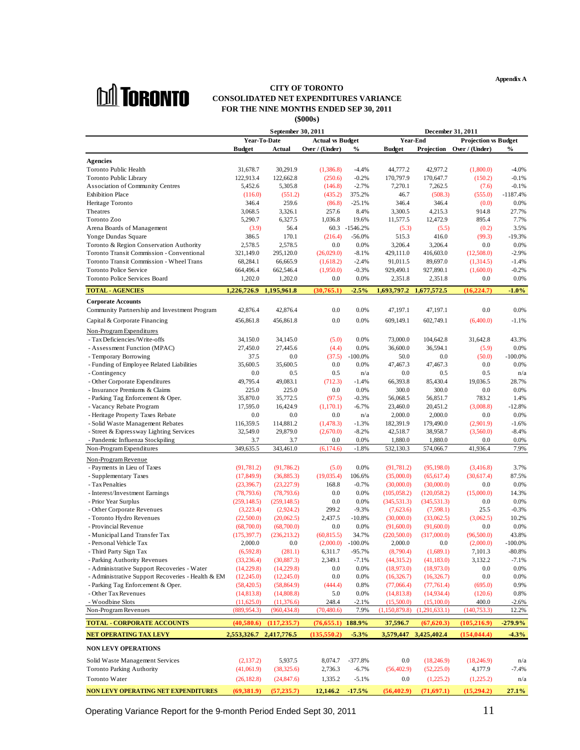Appendix A

# CITY OF TORONTO
## CONSOLIDATED NET EXPENDITURES VARIANCE
## FOR THE NINE MONTHS ENDED SEP 30, 2011
### ($000s)

| | September 30, 2011 | | | | December 31, 2011 | | | |
|---|---|---|---|---|---|---|---|---|
| | Year-To-Date | | Actual vs Budget | | Year-End | | Projection vs Budget | |
| | Budget | Actual | Over / (Under) | % | Budget | Projection | Over / (Under) | % |
| **Agencies** | | | | | | | | |
| Toronto Public Health | 31,678.7 | 30,291.9 | (1,386.8) | -4.4% | 44,777.2 | 42,977.2 | (1,800.0) | -4.0% |
| Toronto Public Library | 122,913.4 | 122,662.8 | (250.6) | -0.2% | 170,797.9 | 170,647.7 | (150.2) | -0.1% |
| Association of Community Centres | 5,452.6 | 5,305.8 | (146.8) | -2.7% | 7,270.1 | 7,262.5 | (7.6) | -0.1% |
| Exhibition Place | (116.0) | (551.2) | (435.2) | 375.2% | 46.7 | (508.3) | (555.0) | -1187.4% |
| Heritage Toronto | 346.4 | 259.6 | (86.8) | -25.1% | 346.4 | 346.4 | (0.0) | 0.0% |
| Theatres | 3,068.5 | 3,326.1 | 257.6 | 8.4% | 3,300.5 | 4,215.3 | 914.8 | 27.7% |
| Toronto Zoo | 5,290.7 | 6,327.5 | 1,036.8 | 19.6% | 11,577.5 | 12,472.9 | 895.4 | 7.7% |
| Arena Boards of Management | (3.9) | 56.4 | 60.3 | -1546.2% | (5.3) | (5.5) | (0.2) | 3.5% |
| Yonge Dundas Square | 386.5 | 170.1 | (216.4) | -56.0% | 515.3 | 416.0 | (99.3) | -19.3% |
| Toronto & Region Conservation Authority | 2,578.5 | 2,578.5 | 0.0 | 0.0% | 3,206.4 | 3,206.4 | 0.0 | 0.0% |
| Toronto Transit Commission - Conventional | 321,149.0 | 295,120.0 | (26,029.0) | -8.1% | 429,111.0 | 416,603.0 | (12,508.0) | -2.9% |
| Toronto Transit Commission - Wheel Trans | 68,284.1 | 66,665.9 | (1,618.2) | -2.4% | 91,011.5 | 89,697.0 | (1,314.5) | -1.4% |
| Toronto Police Service | 664,496.4 | 662,546.4 | (1,950.0) | -0.3% | 929,490.1 | 927,890.1 | (1,600.0) | -0.2% |
| Toronto Police Services Board | 1,202.0 | 1,202.0 | 0.0 | 0.0% | 2,351.8 | 2,351.8 | 0.0 | 0.0% |
| **TOTAL - AGENCIES** | **1,226,726.9** | **1,195,961.8** | **(30,765.1)** | **-2.5%** | **1,693,797.2** | **1,677,572.5** | **(16,224.7)** | **-1.0%** |
| **Corporate Accounts** | | | | | | | | |
| Community Partnership and Investment Program | 42,876.4 | 42,876.4 | 0.0 | 0.0% | 47,197.1 | 47,197.1 | 0.0 | 0.0% |
| Capital & Corporate Financing | 456,861.8 | 456,861.8 | 0.0 | 0.0% | 609,149.1 | 602,749.1 | (6,400.0) | -1.1% |
| Non-Program Expenditures | | | | | | | | |
| - Tax Deficiencies/Write-offs | 34,150.0 | 34,145.0 | (5.0) | 0.0% | 73,000.0 | 104,642.8 | 31,642.8 | 43.3% |
| - Assessment Function (MPAC) | 27,450.0 | 27,445.6 | (4.4) | 0.0% | 36,600.0 | 36,594.1 | (5.9) | 0.0% |
| - Temporary Borrowing | 37.5 | 0.0 | (37.5) | -100.0% | 50.0 | 0.0 | (50.0) | -100.0% |
| - Funding of Employee Related Liabilities | 35,600.5 | 35,600.5 | 0.0 | 0.0% | 47,467.3 | 47,467.3 | 0.0 | 0.0% |
| - Contingency | 0.0 | 0.5 | 0.5 | n/a | 0.0 | 0.5 | 0.5 | n/a |
| - Other Corporate Expenditures | 49,795.4 | 49,083.1 | (712.3) | -1.4% | 66,393.8 | 85,430.4 | 19,036.5 | 28.7% |
| - Insurance Premiums & Claims | 225.0 | 225.0 | 0.0 | 0.0% | 300.0 | 300.0 | 0.0 | 0.0% |
| - Parking Tag Enforcement & Oper. | 35,870.0 | 35,772.5 | (97.5) | -0.3% | 56,068.5 | 56,851.7 | 783.2 | 1.4% |
| - Vacancy Rebate Program | 17,595.0 | 16,424.9 | (1,170.1) | -6.7% | 23,460.0 | 20,451.2 | (3,008.8) | -12.8% |
| - Heritage Property Taxes Rebate | 0.0 | 0.0 | 0.0 | n/a | 2,000.0 | 2,000.0 | 0.0 | 0.0% |
| - Solid Waste Management Rebates | 116,359.5 | 114,881.2 | (1,478.3) | -1.3% | 182,391.9 | 179,490.0 | (2,901.9) | -1.6% |
| - Street & Expressway Lighting Services | 32,549.0 | 29,879.0 | (2,670.0) | -8.2% | 42,518.7 | 38,958.7 | (3,560.0) | -8.4% |
| - Pandemic Influenza Stockpiling | 3.7 | 3.7 | 0.0 | 0.0% | 1,880.0 | 1,880.0 | 0.0 | 0.0% |
| Non-Program Expenditures | 349,635.5 | 343,461.0 | (6,174.6) | -1.8% | 532,130.3 | 574,066.7 | 41,936.4 | 7.9% |
| Non-Program Revenue | | | | | | | | |
| - Payments in Lieu of Taxes | (91,781.2) | (91,786.2) | (5.0) | 0.0% | (91,781.2) | (95,198.0) | (3,416.8) | 3.7% |
| - Supplementary Taxes | (17,849.9) | (36,885.3) | (19,035.4) | 106.6% | (35,000.0) | (65,617.4) | (30,617.4) | 87.5% |
| - Tax Penalties | (23,396.7) | (23,227.9) | 168.8 | -0.7% | (30,000.0) | (30,000.0) | 0.0 | 0.0% |
| - Interest/Investment Earnings | (78,793.6) | (78,793.6) | 0.0 | 0.0% | (105,058.2) | (120,058.2) | (15,000.0) | 14.3% |
| - Prior Year Surplus | (259,148.5) | (259,148.5) | 0.0 | 0.0% | (345,531.3) | (345,531.3) | 0.0 | 0.0% |
| - Other Corporate Revenues | (3,223.4) | (2,924.2) | 299.2 | -9.3% | (7,623.6) | (7,598.1) | 25.5 | -0.3% |
| - Toronto Hydro Revenues | (22,500.0) | (20,062.5) | 2,437.5 | -10.8% | (30,000.0) | (33,062.5) | (3,062.5) | 10.2% |
| - Provincial Revenue | (68,700.0) | (68,700.0) | 0.0 | 0.0% | (91,600.0) | (91,600.0) | 0.0 | 0.0% |
| - Municipal Land Transfer Tax | (175,397.7) | (236,213.2) | (60,815.5) | 34.7% | (220,500.0) | (317,000.0) | (96,500.0) | 43.8% |
| - Personal Vehicle Tax | 2,000.0 | 0.0 | (2,000.0) | -100.0% | 2,000.0 | 0.0 | (2,000.0) | -100.0% |
| - Third Party Sign Tax | (6,592.8) | (281.1) | 6,311.7 | -95.7% | (8,790.4) | (1,689.1) | 7,101.3 | -80.8% |
| - Parking Authority Revenues | (33,236.4) | (30,887.3) | 2,349.1 | -7.1% | (44,315.2) | (41,183.0) | 3,132.2 | -7.1% |
| - Administrative Support Recoveries - Water | (14,229.8) | (14,229.8) | 0.0 | 0.0% | (18,973.0) | (18,973.0) | 0.0 | 0.0% |
| - Administrative Support Recoveries - Health & EM | (12,245.0) | (12,245.0) | 0.0 | 0.0% | (16,326.7) | (16,326.7) | 0.0 | 0.0% |
| - Parking Tag Enforcement & Oper. | (58,420.5) | (58,864.9) | (444.4) | 0.8% | (77,066.4) | (77,761.4) | (695.0) | 0.9% |
| - Other Tax Revenues | (14,813.8) | (14,808.8) | 5.0 | 0.0% | (14,813.8) | (14,934.4) | (120.6) | 0.8% |
| - Woodbine Slots | (11,625.0) | (11,376.6) | 248.4 | -2.1% | (15,500.0) | (15,100.0) | 400.0 | -2.6% |
| Non-Program Revenues | (889,954.3) | (960,434.8) | (70,480.6) | 7.9% | (1,150,879.8) | (1,291,633.1) | (140,753.3) | 12.2% |
| **TOTAL - CORPORATE ACCOUNTS** | **(40,580.6)** | **(117,235.7)** | **(76,655.1)** | **188.9%** | **37,596.7** | **(67,620.3)** | **(105,216.9)** | **-279.9%** |
| **NET OPERATING TAX LEVY** | **2,553,326.7** | **2,417,776.5** | **(135,550.2)** | **-5.3%** | **3,579,447** | **3,425,402.4** | **(154,044.4)** | **-4.3%** |
| **NON LEVY OPERATIONS** | | | | | | | | |
| Solid Waste Management Services | (2,137.2) | 5,937.5 | 8,074.7 | -377.8% | 0.0 | (18,246.9) | (18,246.9) | n/a |
| Toronto Parking Authority | (41,061.9) | (38,325.6) | 2,736.3 | -6.7% | (56,402.9) | (52,225.0) | 4,177.9 | -7.4% |
| Toronto Water | (26,182.8) | (24,847.6) | 1,335.2 | -5.1% | 0.0 | (1,225.2) | (1,225.2) | n/a |
| **NON LEVY OPERATING NET EXPENDITURES** | **(69,381.9)** | **(57,235.7)** | **12,146.2** | **-17.5%** | **(56,402.9)** | **(71,697.1)** | **(15,294.2)** | **27.1%** |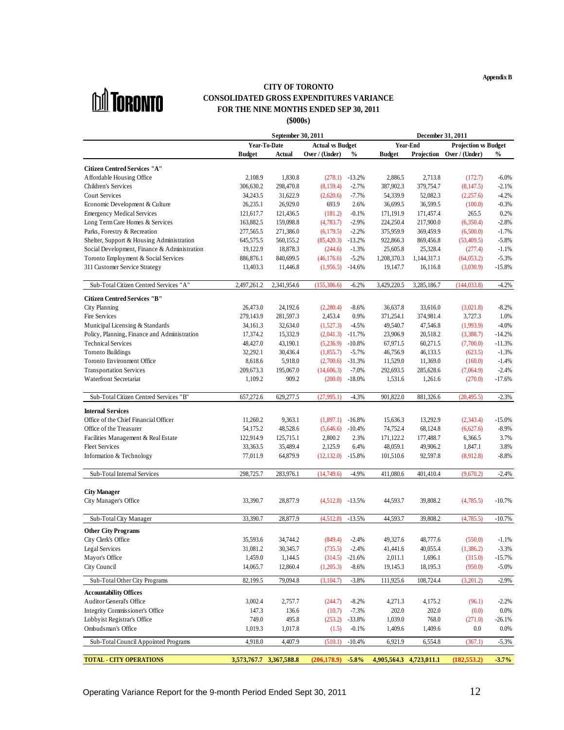Appendix B

# CITY OF TORONTO
## CONSOLIDATED GROSS EXPENDITURES VARIANCE
## FOR THE NINE MONTHS ENDED SEP 30, 2011
## ($000s)

| | September 30, 2011 | | | | December 31, 2011 | | | |
|---|---|---|---|---|---|---|---|---|
| | Year-To-Date | | Actual vs Budget | | Year-End | | Projection vs Budget | |
| | Budget | Actual | Over / (Under) | % | Budget | Projection | Over / (Under) | % |
| **Citizen Centred Services "A"** | | | | | | | | |
| Affordable Housing Office | 2,108.9 | 1,830.8 | (278.1) | -13.2% | 2,886.5 | 2,713.8 | (172.7) | -6.0% |
| Children's Services | 306,630.2 | 298,470.8 | (8,159.4) | -2.7% | 387,902.3 | 379,754.7 | (8,147.5) | -2.1% |
| Court Services | 34,243.5 | 31,622.9 | (2,620.6) | -7.7% | 54,339.9 | 52,082.3 | (2,257.6) | -4.2% |
| Economic Development & Culture | 26,235.1 | 26,929.0 | 693.9 | 2.6% | 36,699.5 | 36,599.5 | (100.0) | -0.3% |
| Emergency Medical Services | 121,617.7 | 121,436.5 | (181.2) | -0.1% | 171,191.9 | 171,457.4 | 265.5 | 0.2% |
| Long Term Care Homes & Services | 163,882.5 | 159,098.8 | (4,783.7) | -2.9% | 224,250.4 | 217,900.0 | (6,350.4) | -2.8% |
| Parks, Forestry & Recreation | 277,565.5 | 271,386.0 | (6,179.5) | -2.2% | 375,959.9 | 369,459.9 | (6,500.0) | -1.7% |
| Shelter, Support & Housing Administration | 645,575.5 | 560,155.2 | (85,420.3) | -13.2% | 922,866.3 | 869,456.8 | (53,409.5) | -5.8% |
| Social Development, Finance & Administration | 19,122.9 | 18,878.3 | (244.6) | -1.3% | 25,605.8 | 25,328.4 | (277.4) | -1.1% |
| Toronto Employment & Social Services | 886,876.1 | 840,699.5 | (46,176.6) | -5.2% | 1,208,370.3 | 1,144,317.1 | (64,053.2) | -5.3% |
| 311 Customer Service Strategy | 13,403.3 | 11,446.8 | (1,956.5) | -14.6% | 19,147.7 | 16,116.8 | (3,030.9) | -15.8% |
| Sub-Total Citizen Centred Services "A" | 2,497,261.2 | 2,341,954.6 | (155,306.6) | -6.2% | 3,429,220.5 | 3,285,186.7 | (144,033.8) | -4.2% |
| **Citizen Centred Services "B"** | | | | | | | | |
| City Planning | 26,473.0 | 24,192.6 | (2,280.4) | -8.6% | 36,637.8 | 33,616.0 | (3,021.8) | -8.2% |
| Fire Services | 279,143.9 | 281,597.3 | 2,453.4 | 0.9% | 371,254.1 | 374,981.4 | 3,727.3 | 1.0% |
| Municipal Licensing & Standards | 34,161.3 | 32,634.0 | (1,527.3) | -4.5% | 49,540.7 | 47,546.8 | (1,993.9) | -4.0% |
| Policy, Planning, Finance and Administration | 17,374.2 | 15,332.9 | (2,041.3) | -11.7% | 23,906.9 | 20,518.2 | (3,388.7) | -14.2% |
| Technical Services | 48,427.0 | 43,190.1 | (5,236.9) | -10.8% | 67,971.5 | 60,271.5 | (7,700.0) | -11.3% |
| Toronto Buildings | 32,292.1 | 30,436.4 | (1,855.7) | -5.7% | 46,756.9 | 46,133.5 | (623.5) | -1.3% |
| Toronto Environment Office | 8,618.6 | 5,918.0 | (2,700.6) | -31.3% | 11,529.0 | 11,369.0 | (160.0) | -1.4% |
| Transportation Services | 209,673.3 | 195,067.0 | (14,606.3) | -7.0% | 292,693.5 | 285,628.6 | (7,064.9) | -2.4% |
| Waterfront Secretariat | 1,109.2 | 909.2 | (200.0) | -18.0% | 1,531.6 | 1,261.6 | (270.0) | -17.6% |
| Sub-Total Citizen Centred Services "B" | 657,272.6 | 629,277.5 | (27,995.1) | -4.3% | 901,822.0 | 881,326.6 | (20,495.5) | -2.3% |
| **Internal Services** | | | | | | | | |
| Office of the Chief Financial Officer | 11,260.2 | 9,363.1 | (1,897.1) | -16.8% | 15,636.3 | 13,292.9 | (2,343.4) | -15.0% |
| Office of the Treasurer | 54,175.2 | 48,528.6 | (5,646.6) | -10.4% | 74,752.4 | 68,124.8 | (6,627.6) | -8.9% |
| Facilities Management & Real Estate | 122,914.9 | 125,715.1 | 2,800.2 | 2.3% | 171,122.2 | 177,488.7 | 6,366.5 | 3.7% |
| Fleet Services | 33,363.5 | 35,489.4 | 2,125.9 | 6.4% | 48,059.1 | 49,906.2 | 1,847.1 | 3.8% |
| Information & Technology | 77,011.9 | 64,879.9 | (12,132.0) | -15.8% | 101,510.6 | 92,597.8 | (8,912.8) | -8.8% |
| Sub-Total Internal Services | 298,725.7 | 283,976.1 | (14,749.6) | -4.9% | 411,080.6 | 401,410.4 | (9,670.2) | -2.4% |
| **City Manager** | | | | | | | | |
| City Manager's Office | 33,390.7 | 28,877.9 | (4,512.8) | -13.5% | 44,593.7 | 39,808.2 | (4,785.5) | -10.7% |
| Sub-Total City Manager | 33,390.7 | 28,877.9 | (4,512.8) | -13.5% | 44,593.7 | 39,808.2 | (4,785.5) | -10.7% |
| **Other City Programs** | | | | | | | | |
| City Clerk's Office | 35,593.6 | 34,744.2 | (849.4) | -2.4% | 49,327.6 | 48,777.6 | (550.0) | -1.1% |
| Legal Services | 31,081.2 | 30,345.7 | (735.5) | -2.4% | 41,441.6 | 40,055.4 | (1,386.2) | -3.3% |
| Mayor's Office | 1,459.0 | 1,144.5 | (314.5) | -21.6% | 2,011.1 | 1,696.1 | (315.0) | -15.7% |
| City Council | 14,065.7 | 12,860.4 | (1,205.3) | -8.6% | 19,145.3 | 18,195.3 | (950.0) | -5.0% |
| Sub-Total Other City Programs | 82,199.5 | 79,094.8 | (3,104.7) | -3.8% | 111,925.6 | 108,724.4 | (3,201.2) | -2.9% |
| **Accountability Offices** | | | | | | | | |
| Auditor General's Office | 3,002.4 | 2,757.7 | (244.7) | -8.2% | 4,271.3 | 4,175.2 | (96.1) | -2.2% |
| Integrity Commissioner's Office | 147.3 | 136.6 | (10.7) | -7.3% | 202.0 | 202.0 | (0.0) | 0.0% |
| Lobbyist Registrar's Office | 749.0 | 495.8 | (253.2) | -33.8% | 1,039.0 | 768.0 | (271.0) | -26.1% |
| Ombudsman's Office | 1,019.3 | 1,017.8 | (1.5) | -0.1% | 1,409.6 | 1,409.6 | 0.0 | 0.0% |
| Sub-Total Council Appointed Programs | 4,918.0 | 4,407.9 | (510.1) | -10.4% | 6,921.9 | 6,554.8 | (367.1) | -5.3% |
| **TOTAL - CITY OPERATIONS** | **3,573,767.7** | **3,367,588.8** | **(206,178.9)** | **-5.8%** | **4,905,564.3** | **4,723,011.1** | **(182,553.2)** | **-3.7%** |

Operating Variance Report for the 9-month Period Ended Sept 30, 2011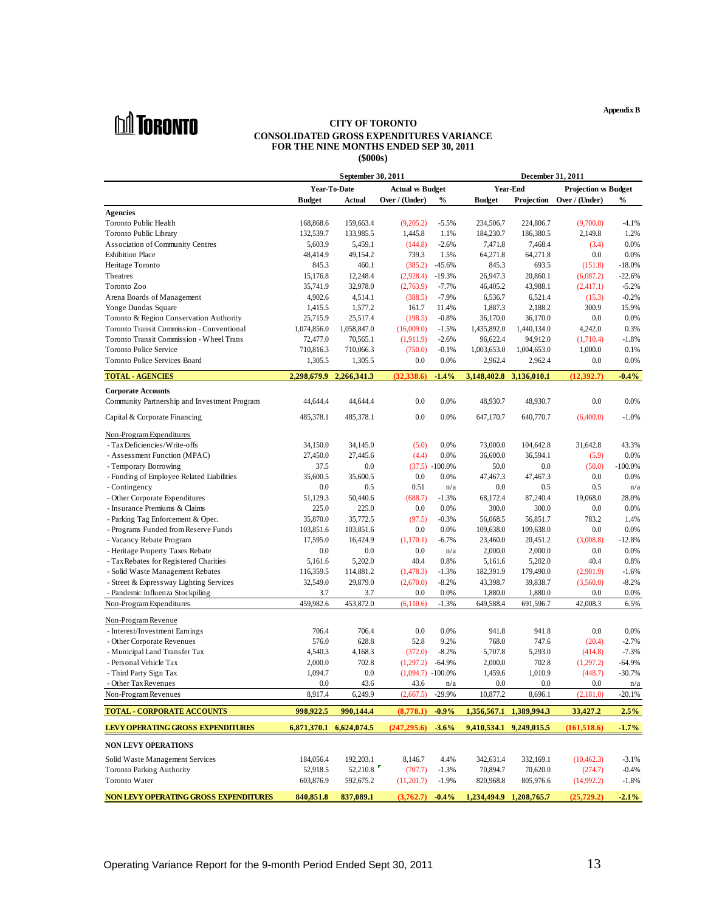Appendix B

**TORONTO**

# CITY OF TORONTO
## CONSOLIDATED GROSS EXPENDITURES VARIANCE
## FOR THE NINE MONTHS ENDED SEP 30, 2011
## ($000s)

| | September 30, 2011 | | | | December 31, 2011 | | | |
|---|---|---|---|---|---|---|---|---|
| | Year-To-Date | | Actual vs Budget | | Year-End | | Projection vs Budget | |
| | Budget | Actual | Over / (Under) | % | Budget | Projection | Over / (Under) | % |
| **Agencies** | | | | | | | | |
| Toronto Public Health | 168,868.6 | 159,663.4 | (9,205.2) | -5.5% | 234,506.7 | 224,806.7 | (9,700.0) | -4.1% |
| Toronto Public Library | 132,539.7 | 133,985.5 | 1,445.8 | 1.1% | 184,230.7 | 186,380.5 | 2,149.8 | 1.2% |
| Association of Community Centres | 5,603.9 | 5,459.1 | (144.8) | -2.6% | 7,471.8 | 7,468.4 | (3.4) | 0.0% |
| Exhibition Place | 48,414.9 | 49,154.2 | 739.3 | 1.5% | 64,271.8 | 64,271.8 | 0.0 | 0.0% |
| Heritage Toronto | 845.3 | 460.1 | (385.2) | -45.6% | 845.3 | 693.5 | (151.8) | -18.0% |
| Theatres | 15,176.8 | 12,248.4 | (2,928.4) | -19.3% | 26,947.3 | 20,860.1 | (6,087.2) | -22.6% |
| Toronto Zoo | 35,741.9 | 32,978.0 | (2,763.9) | -7.7% | 46,405.2 | 43,988.1 | (2,417.1) | -5.2% |
| Arena Boards of Management | 4,902.6 | 4,514.1 | (388.5) | -7.9% | 6,536.7 | 6,521.4 | (15.3) | -0.2% |
| Yonge Dundas Square | 1,415.5 | 1,577.2 | 161.7 | 11.4% | 1,887.3 | 2,188.2 | 300.9 | 15.9% |
| Toronto & Region Conservation Authority | 25,715.9 | 25,517.4 | (198.5) | -0.8% | 36,170.0 | 36,170.0 | 0.0 | 0.0% |
| Toronto Transit Commission - Conventional | 1,074,856.0 | 1,058,847.0 | (16,009.0) | -1.5% | 1,435,892.0 | 1,440,134.0 | 4,242.0 | 0.3% |
| Toronto Transit Commission - Wheel Trans | 72,477.0 | 70,565.1 | (1,911.9) | -2.6% | 96,622.4 | 94,912.0 | (1,710.4) | -1.8% |
| Toronto Police Service | 710,816.3 | 710,066.3 | (750.0) | -0.1% | 1,003,653.0 | 1,004,653.0 | 1,000.0 | 0.1% |
| Toronto Police Services Board | 1,305.5 | 1,305.5 | 0.0 | 0.0% | 2,962.4 | 2,962.4 | 0.0 | 0.0% |
| **TOTAL - AGENCIES** | **2,298,679.9** | **2,266,341.3** | **(32,338.6)** | **-1.4%** | **3,148,402.8** | **3,136,010.1** | **(12,392.7)** | **-0.4%** |
| **Corporate Accounts** | | | | | | | | |
| Community Partnership and Investment Program | 44,644.4 | 44,644.4 | 0.0 | 0.0% | 48,930.7 | 48,930.7 | 0.0 | 0.0% |
| Capital & Corporate Financing | 485,378.1 | 485,378.1 | 0.0 | 0.0% | 647,170.7 | 640,770.7 | (6,400.0) | -1.0% |
| Non-Program Expenditures | | | | | | | | |
| - Tax Deficiencies/Write-offs | 34,150.0 | 34,145.0 | (5.0) | 0.0% | 73,000.0 | 104,642.8 | 31,642.8 | 43.3% |
| - Assessment Function (MPAC) | 27,450.0 | 27,445.6 | (4.4) | 0.0% | 36,600.0 | 36,594.1 | (5.9) | 0.0% |
| - Temporary Borrowing | 37.5 | 0.0 | (37.5) | -100.0% | 50.0 | 0.0 | (50.0) | -100.0% |
| - Funding of Employee Related Liabilities | 35,600.5 | 35,600.5 | 0.0 | 0.0% | 47,467.3 | 47,467.3 | 0.0 | 0.0% |
| - Contingency | 0.0 | 0.5 | 0.51 | n/a | 0.0 | 0.5 | 0.5 | n/a |
| - Other Corporate Expenditures | 51,129.3 | 50,440.6 | (688.7) | -1.3% | 68,172.4 | 87,240.4 | 19,068.0 | 28.0% |
| - Insurance Premiums & Claims | 225.0 | 225.0 | 0.0 | 0.0% | 300.0 | 300.0 | 0.0 | 0.0% |
| - Parking Tag Enforcement & Oper. | 35,870.0 | 35,772.5 | (97.5) | -0.3% | 56,068.5 | 56,851.7 | 783.2 | 1.4% |
| - Programs Funded from Reserve Funds | 103,851.6 | 103,851.6 | 0.0 | 0.0% | 109,638.0 | 109,638.0 | 0.0 | 0.0% |
| - Vacancy Rebate Program | 17,595.0 | 16,424.9 | (1,170.1) | -6.7% | 23,460.0 | 20,451.2 | (3,008.8) | -12.8% |
| - Heritage Property Taxes Rebate | 0.0 | 0.0 | 0.0 | n/a | 2,000.0 | 2,000.0 | 0.0 | 0.0% |
| - Tax Rebates for Registered Charities | 5,161.6 | 5,202.0 | 40.4 | 0.8% | 5,161.6 | 5,202.0 | 40.4 | 0.8% |
| - Solid Waste Management Rebates | 116,359.5 | 114,881.2 | (1,478.3) | -1.3% | 182,391.9 | 179,490.0 | (2,901.9) | -1.6% |
| - Street & Expressway Lighting Services | 32,549.0 | 29,879.0 | (2,670.0) | -8.2% | 43,398.7 | 39,838.7 | (3,560.0) | -8.2% |
| - Pandemic Influenza Stockpiling | 3.7 | 3.7 | 0.0 | 0.0% | 1,880.0 | 1,880.0 | 0.0 | 0.0% |
| Non-Program Expenditures | 459,982.6 | 453,872.0 | (6,110.6) | -1.3% | 649,588.4 | 691,596.7 | 42,008.3 | 6.5% |
| Non-Program Revenue | | | | | | | | |
| - Interest/Investment Earnings | 706.4 | 706.4 | 0.0 | 0.0% | 941.8 | 941.8 | 0.0 | 0.0% |
| - Other Corporate Revenues | 576.0 | 628.8 | 52.8 | 9.2% | 768.0 | 747.6 | (20.4) | -2.7% |
| - Municipal Land Transfer Tax | 4,540.3 | 4,168.3 | (372.0) | -8.2% | 5,707.8 | 5,293.0 | (414.8) | -7.3% |
| - Personal Vehicle Tax | 2,000.0 | 702.8 | (1,297.2) | -64.9% | 2,000.0 | 702.8 | (1,297.2) | -64.9% |
| - Third Party Sign Tax | 1,094.7 | 0.0 | (1,094.7) | -100.0% | 1,459.6 | 1,010.9 | (448.7) | -30.7% |
| - Other Tax Revenues | 0.0 | 43.6 | 43.6 | n/a | 0.0 | 0.0 | 0.0 | n/a |
| Non-Program Revenues | 8,917.4 | 6,249.9 | (2,667.5) | -29.9% | 10,877.2 | 8,696.1 | (2,181.0) | -20.1% |
| **TOTAL - CORPORATE ACCOUNTS** | **998,922.5** | **990,144.4** | **(8,778.1)** | **-0.9%** | **1,356,567.1** | **1,389,994.3** | **33,427.2** | **2.5%** |
| **LEVY OPERATING GROSS EXPENDITURES** | **6,871,370.1** | **6,624,074.5** | **(247,295.6)** | **-3.6%** | **9,410,534.1** | **9,249,015.5** | **(161,518.6)** | **-1.7%** |
| **NON LEVY OPERATIONS** | | | | | | | | |
| Solid Waste Management Services | 184,056.4 | 192,203.1 | 8,146.7 | 4.4% | 342,631.4 | 332,169.1 | (10,462.3) | -3.1% |
| Toronto Parking Authority | 52,918.5 | 52,210.8 | (707.7) | -1.3% | 70,894.7 | 70,620.0 | (274.7) | -0.4% |
| Toronto Water | 603,876.9 | 592,675.2 | (11,201.7) | -1.9% | 820,968.8 | 805,976.6 | (14,992.2) | -1.8% |
| **NON LEVY OPERATING GROSS EXPENDITURES** | **840,851.8** | **837,089.1** | **(3,762.7)** | **-0.4%** | **1,234,494.9** | **1,208,765.7** | **(25,729.2)** | **-2.1%** |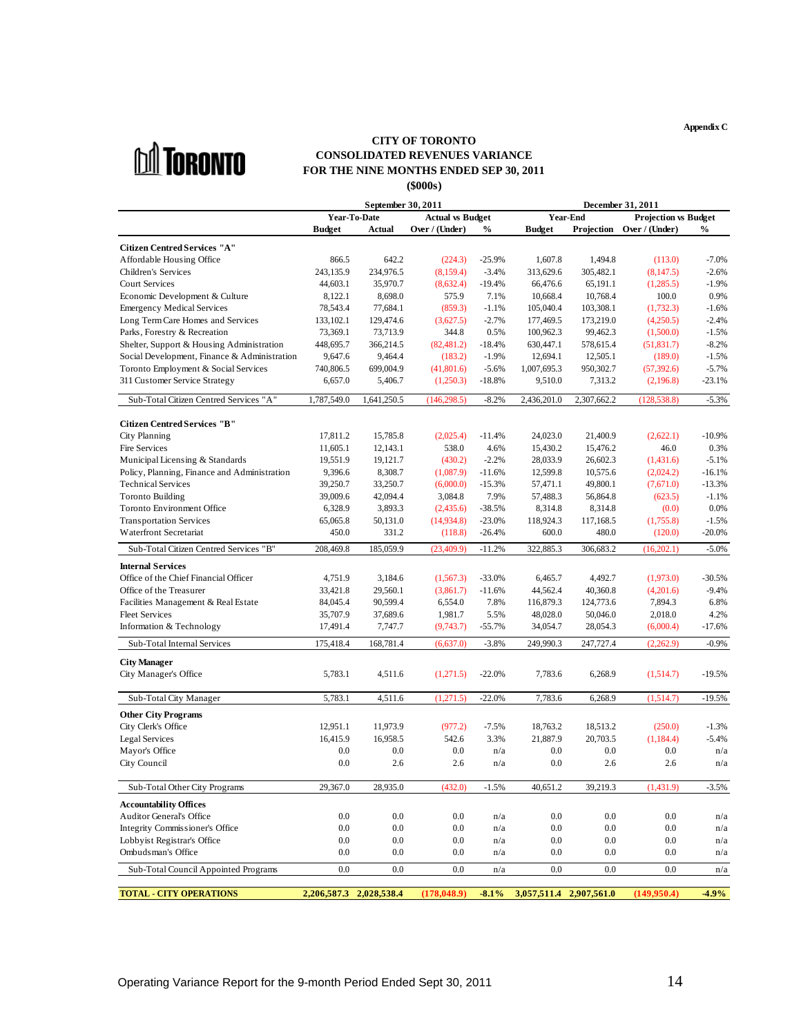Appendix C

# CITY OF TORONTO
## CONSOLIDATED REVENUES VARIANCE
## FOR THE NINE MONTHS ENDED SEP 30, 2011
### ($000s)

| | September 30, 2011 | | | | December 31, 2011 | | | |
|---|---|---|---|---|---|---|---|---|
| | Year-To-Date | | Actual vs Budget | | Year-End | | Projection vs Budget | |
| | **Budget** | **Actual** | **Over / (Under)** | **%** | **Budget** | **Projection** | **Over / (Under)** | **%** |
| **Citizen Centred Services "A"** | | | | | | | | |
| Affordable Housing Office | 866.5 | 642.2 | (224.3) | -25.9% | 1,607.8 | 1,494.8 | (113.0) | -7.0% |
| Children's Services | 243,135.9 | 234,976.5 | (8,159.4) | -3.4% | 313,629.6 | 305,482.1 | (8,147.5) | -2.6% |
| Court Services | 44,603.1 | 35,970.7 | (8,632.4) | -19.4% | 66,476.6 | 65,191.1 | (1,285.5) | -1.9% |
| Economic Development & Culture | 8,122.1 | 8,698.0 | 575.9 | 7.1% | 10,668.4 | 10,768.4 | 100.0 | 0.9% |
| Emergency Medical Services | 78,543.4 | 77,684.1 | (859.3) | -1.1% | 105,040.4 | 103,308.1 | (1,732.3) | -1.6% |
| Long Term Care Homes and Services | 133,102.1 | 129,474.6 | (3,627.5) | -2.7% | 177,469.5 | 173,219.0 | (4,250.5) | -2.4% |
| Parks, Forestry & Recreation | 73,369.1 | 73,713.9 | 344.8 | 0.5% | 100,962.3 | 99,462.3 | (1,500.0) | -1.5% |
| Shelter, Support & Housing Administration | 448,695.7 | 366,214.5 | (82,481.2) | -18.4% | 630,447.1 | 578,615.4 | (51,831.7) | -8.2% |
| Social Development, Finance & Administration | 9,647.6 | 9,464.4 | (183.2) | -1.9% | 12,694.1 | 12,505.1 | (189.0) | -1.5% |
| Toronto Employment & Social Services | 740,806.5 | 699,004.9 | (41,801.6) | -5.6% | 1,007,695.3 | 950,302.7 | (57,392.6) | -5.7% |
| 311 Customer Service Strategy | 6,657.0 | 5,406.7 | (1,250.3) | -18.8% | 9,510.0 | 7,313.2 | (2,196.8) | -23.1% |
| Sub-Total Citizen Centred Services "A" | 1,787,549.0 | 1,641,250.5 | (146,298.5) | -8.2% | 2,436,201.0 | 2,307,662.2 | (128,538.8) | -5.3% |
| **Citizen Centred Services "B"** | | | | | | | | |
| City Planning | 17,811.2 | 15,785.8 | (2,025.4) | -11.4% | 24,023.0 | 21,400.9 | (2,622.1) | -10.9% |
| Fire Services | 11,605.1 | 12,143.1 | 538.0 | 4.6% | 15,430.2 | 15,476.2 | 46.0 | 0.3% |
| Municipal Licensing & Standards | 19,551.9 | 19,121.7 | (430.2) | -2.2% | 28,033.9 | 26,602.3 | (1,431.6) | -5.1% |
| Policy, Planning, Finance and Administration | 9,396.6 | 8,308.7 | (1,087.9) | -11.6% | 12,599.8 | 10,575.6 | (2,024.2) | -16.1% |
| Technical Services | 39,250.7 | 33,250.7 | (6,000.0) | -15.3% | 57,471.1 | 49,800.1 | (7,671.0) | -13.3% |
| Toronto Building | 39,009.6 | 42,094.4 | 3,084.8 | 7.9% | 57,488.3 | 56,864.8 | (623.5) | -1.1% |
| Toronto Environment Office | 6,328.9 | 3,893.3 | (2,435.6) | -38.5% | 8,314.8 | 8,314.8 | (0.0) | 0.0% |
| Transportation Services | 65,065.8 | 50,131.0 | (14,934.8) | -23.0% | 118,924.3 | 117,168.5 | (1,755.8) | -1.5% |
| Waterfront Secretariat | 450.0 | 331.2 | (118.8) | -26.4% | 600.0 | 480.0 | (120.0) | -20.0% |
| Sub-Total Citizen Centred Services "B" | 208,469.8 | 185,059.9 | (23,409.9) | -11.2% | 322,885.3 | 306,683.2 | (16,202.1) | -5.0% |
| **Internal Services** | | | | | | | | |
| Office of the Chief Financial Officer | 4,751.9 | 3,184.6 | (1,567.3) | -33.0% | 6,465.7 | 4,492.7 | (1,973.0) | -30.5% |
| Office of the Treasurer | 33,421.8 | 29,560.1 | (3,861.7) | -11.6% | 44,562.4 | 40,360.8 | (4,201.6) | -9.4% |
| Facilities Management & Real Estate | 84,045.4 | 90,599.4 | 6,554.0 | 7.8% | 116,879.3 | 124,773.6 | 7,894.3 | 6.8% |
| Fleet Services | 35,707.9 | 37,689.6 | 1,981.7 | 5.5% | 48,028.0 | 50,046.0 | 2,018.0 | 4.2% |
| Information & Technology | 17,491.4 | 7,747.7 | (9,743.7) | -55.7% | 34,054.7 | 28,054.3 | (6,000.4) | -17.6% |
| Sub-Total Internal Services | 175,418.4 | 168,781.4 | (6,637.0) | -3.8% | 249,990.3 | 247,727.4 | (2,262.9) | -0.9% |
| **City Manager** | | | | | | | | |
| City Manager's Office | 5,783.1 | 4,511.6 | (1,271.5) | -22.0% | 7,783.6 | 6,268.9 | (1,514.7) | -19.5% |
| Sub-Total City Manager | 5,783.1 | 4,511.6 | (1,271.5) | -22.0% | 7,783.6 | 6,268.9 | (1,514.7) | -19.5% |
| **Other City Programs** | | | | | | | | |
| City Clerk's Office | 12,951.1 | 11,973.9 | (977.2) | -7.5% | 18,763.2 | 18,513.2 | (250.0) | -1.3% |
| Legal Services | 16,415.9 | 16,958.5 | 542.6 | 3.3% | 21,887.9 | 20,703.5 | (1,184.4) | -5.4% |
| Mayor's Office | 0.0 | 0.0 | 0.0 | n/a | 0.0 | 0.0 | 0.0 | n/a |
| City Council | 0.0 | 2.6 | 2.6 | n/a | 0.0 | 2.6 | 2.6 | n/a |
| Sub-Total Other City Programs | 29,367.0 | 28,935.0 | (432.0) | -1.5% | 40,651.2 | 39,219.3 | (1,431.9) | -3.5% |
| **Accountability Offices** | | | | | | | | |
| Auditor General's Office | 0.0 | 0.0 | 0.0 | n/a | 0.0 | 0.0 | 0.0 | n/a |
| Integrity Commissioner's Office | 0.0 | 0.0 | 0.0 | n/a | 0.0 | 0.0 | 0.0 | n/a |
| Lobbyist Registrar's Office | 0.0 | 0.0 | 0.0 | n/a | 0.0 | 0.0 | 0.0 | n/a |
| Ombudsman's Office | 0.0 | 0.0 | 0.0 | n/a | 0.0 | 0.0 | 0.0 | n/a |
| Sub-Total Council Appointed Programs | 0.0 | 0.0 | 0.0 | n/a | 0.0 | 0.0 | 0.0 | n/a |
| **TOTAL - CITY OPERATIONS** | **2,206,587.3** | **2,028,538.4** | **(178,048.9)** | **-8.1%** | **3,057,511.4** | **2,907,561.0** | **(149,950.4)** | **-4.9%** |

Operating Variance Report for the 9-month Period Ended Sept 30, 2011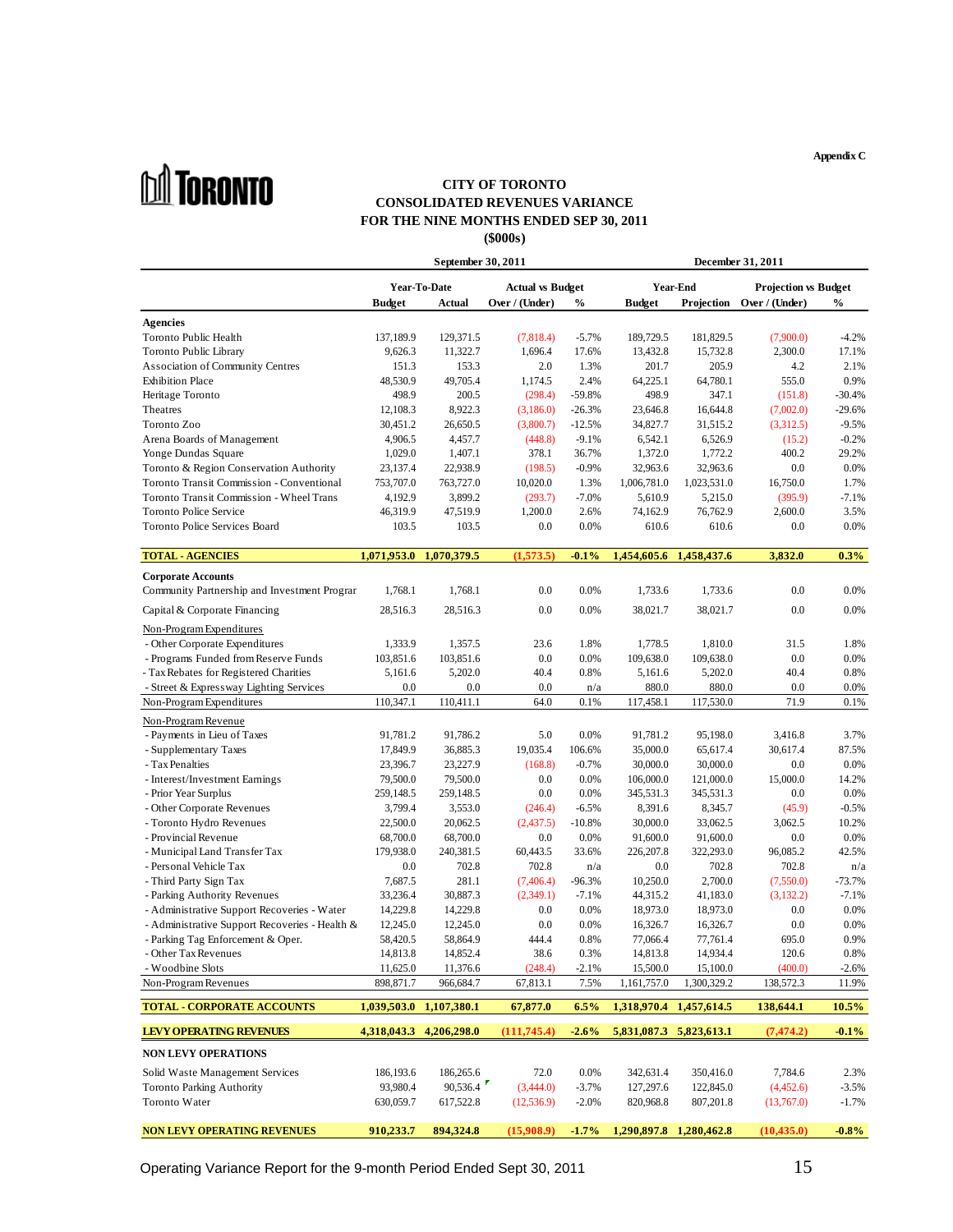Appendix C

# CITY OF TORONTO
## CONSOLIDATED REVENUES VARIANCE
## FOR THE NINE MONTHS ENDED SEP 30, 2011
## ($000s)

| | September 30, 2011 | | | | December 31, 2011 | | | |
|---|---|---|---|---|---|---|---|---|
| | Year-To-Date | | Actual vs Budget | | Year-End | | Projection vs Budget | |
| | Budget | Actual | Over / (Under) | % | Budget | Projection | Over / (Under) | % |
| **Agencies** | | | | | | | | |
| Toronto Public Health | 137,189.9 | 129,371.5 | (7,818.4) | -5.7% | 189,729.5 | 181,829.5 | (7,900.0) | -4.2% |
| Toronto Public Library | 9,626.3 | 11,322.7 | 1,696.4 | 17.6% | 13,432.8 | 15,732.8 | 2,300.0 | 17.1% |
| Association of Community Centres | 151.3 | 153.3 | 2.0 | 1.3% | 201.7 | 205.9 | 4.2 | 2.1% |
| Exhibition Place | 48,530.9 | 49,705.4 | 1,174.5 | 2.4% | 64,225.1 | 64,780.1 | 555.0 | 0.9% |
| Heritage Toronto | 498.9 | 200.5 | (298.4) | -59.8% | 498.9 | 347.1 | (151.8) | -30.4% |
| Theatres | 12,108.3 | 8,922.3 | (3,186.0) | -26.3% | 23,646.8 | 16,644.8 | (7,002.0) | -29.6% |
| Toronto Zoo | 30,451.2 | 26,650.5 | (3,800.7) | -12.5% | 34,827.7 | 31,515.2 | (3,312.5) | -9.5% |
| Arena Boards of Management | 4,906.5 | 4,457.7 | (448.8) | -9.1% | 6,542.1 | 6,526.9 | (15.2) | -0.2% |
| Yonge Dundas Square | 1,029.0 | 1,407.1 | 378.1 | 36.7% | 1,372.0 | 1,772.2 | 400.2 | 29.2% |
| Toronto & Region Conservation Authority | 23,137.4 | 22,938.9 | (198.5) | -0.9% | 32,963.6 | 32,963.6 | 0.0 | 0.0% |
| Toronto Transit Commission - Conventional | 753,707.0 | 763,727.0 | 10,020.0 | 1.3% | 1,006,781.0 | 1,023,531.0 | 16,750.0 | 1.7% |
| Toronto Transit Commission - Wheel Trans | 4,192.9 | 3,899.2 | (293.7) | -7.0% | 5,610.9 | 5,215.0 | (395.9) | -7.1% |
| Toronto Police Service | 46,319.9 | 47,519.9 | 1,200.0 | 2.6% | 74,162.9 | 76,762.9 | 2,600.0 | 3.5% |
| Toronto Police Services Board | 103.5 | 103.5 | 0.0 | 0.0% | 610.6 | 610.6 | 0.0 | 0.0% |
| **TOTAL - AGENCIES** | **1,071,953.0** | **1,070,379.5** | **(1,573.5)** | **-0.1%** | **1,454,605.6** | **1,458,437.6** | **3,832.0** | **0.3%** |
| **Corporate Accounts** | | | | | | | | |
| Community Partnership and Investment Prograr | 1,768.1 | 1,768.1 | 0.0 | 0.0% | 1,733.6 | 1,733.6 | 0.0 | 0.0% |
| Capital & Corporate Financing | 28,516.3 | 28,516.3 | 0.0 | 0.0% | 38,021.7 | 38,021.7 | 0.0 | 0.0% |
| Non-Program Expenditures | | | | | | | | |
| - Other Corporate Expenditures | 1,333.9 | 1,357.5 | 23.6 | 1.8% | 1,778.5 | 1,810.0 | 31.5 | 1.8% |
| - Programs Funded from Reserve Funds | 103,851.6 | 103,851.6 | 0.0 | 0.0% | 109,638.0 | 109,638.0 | 0.0 | 0.0% |
| - Tax Rebates for Registered Charities | 5,161.6 | 5,202.0 | 40.4 | 0.8% | 5,161.6 | 5,202.0 | 40.4 | 0.8% |
| - Street & Expressway Lighting Services | 0.0 | 0.0 | 0.0 | n/a | 880.0 | 880.0 | 0.0 | 0.0% |
| Non-Program Expenditures | 110,347.1 | 110,411.1 | 64.0 | 0.1% | 117,458.1 | 117,530.0 | 71.9 | 0.1% |
| Non-Program Revenue | | | | | | | | |
| - Payments in Lieu of Taxes | 91,781.2 | 91,786.2 | 5.0 | 0.0% | 91,781.2 | 95,198.0 | 3,416.8 | 3.7% |
| - Supplementary Taxes | 17,849.9 | 36,885.3 | 19,035.4 | 106.6% | 35,000.0 | 65,617.4 | 30,617.4 | 87.5% |
| - Tax Penalties | 23,396.7 | 23,227.9 | (168.8) | -0.7% | 30,000.0 | 30,000.0 | 0.0 | 0.0% |
| - Interest/Investment Earnings | 79,500.0 | 79,500.0 | 0.0 | 0.0% | 106,000.0 | 121,000.0 | 15,000.0 | 14.2% |
| - Prior Year Surplus | 259,148.5 | 259,148.5 | 0.0 | 0.0% | 345,531.3 | 345,531.3 | 0.0 | 0.0% |
| - Other Corporate Revenues | 3,799.4 | 3,553.0 | (246.4) | -6.5% | 8,391.6 | 8,345.7 | (45.9) | -0.5% |
| - Toronto Hydro Revenues | 22,500.0 | 20,062.5 | (2,437.5) | -10.8% | 30,000.0 | 33,062.5 | 3,062.5 | 10.2% |
| - Provincial Revenue | 68,700.0 | 68,700.0 | 0.0 | 0.0% | 91,600.0 | 91,600.0 | 0.0 | 0.0% |
| - Municipal Land Transfer Tax | 179,938.0 | 240,381.5 | 60,443.5 | 33.6% | 226,207.8 | 322,293.0 | 96,085.2 | 42.5% |
| - Personal Vehicle Tax | 0.0 | 702.8 | 702.8 | n/a | 0.0 | 702.8 | 702.8 | n/a |
| - Third Party Sign Tax | 7,687.5 | 281.1 | (7,406.4) | -96.3% | 10,250.0 | 2,700.0 | (7,550.0) | -73.7% |
| - Parking Authority Revenues | 33,236.4 | 30,887.3 | (2,349.1) | -7.1% | 44,315.2 | 41,183.0 | (3,132.2) | -7.1% |
| - Administrative Support Recoveries - Water | 14,229.8 | 14,229.8 | 0.0 | 0.0% | 18,973.0 | 18,973.0 | 0.0 | 0.0% |
| - Administrative Support Recoveries - Health & | 12,245.0 | 12,245.0 | 0.0 | 0.0% | 16,326.7 | 16,326.7 | 0.0 | 0.0% |
| - Parking Tag Enforcement & Oper. | 58,420.5 | 58,864.9 | 444.4 | 0.8% | 77,066.4 | 77,761.4 | 695.0 | 0.9% |
| - Other Tax Revenues | 14,813.8 | 14,852.4 | 38.6 | 0.3% | 14,813.8 | 14,934.4 | 120.6 | 0.8% |
| - Woodbine Slots | 11,625.0 | 11,376.6 | (248.4) | -2.1% | 15,500.0 | 15,100.0 | (400.0) | -2.6% |
| Non-Program Revenues | 898,871.7 | 966,684.7 | 67,813.1 | 7.5% | 1,161,757.0 | 1,300,329.2 | 138,572.3 | 11.9% |
| **TOTAL - CORPORATE ACCOUNTS** | **1,039,503.0** | **1,107,380.1** | **67,877.0** | **6.5%** | **1,318,970.4** | **1,457,614.5** | **138,644.1** | **10.5%** |
| **LEVY OPERATING REVENUES** | **4,318,043.3** | **4,206,298.0** | **(111,745.4)** | **-2.6%** | **5,831,087.3** | **5,823,613.1** | **(7,474.2)** | **-0.1%** |
| **NON LEVY OPERATIONS** | | | | | | | | |
| Solid Waste Management Services | 186,193.6 | 186,265.6 | 72.0 | 0.0% | 342,631.4 | 350,416.0 | 7,784.6 | 2.3% |
| Toronto Parking Authority | 93,980.4 | 90,536.4 | (3,444.0) | -3.7% | 127,297.6 | 122,845.0 | (4,452.6) | -3.5% |
| Toronto Water | 630,059.7 | 617,522.8 | (12,536.9) | -2.0% | 820,968.8 | 807,201.8 | (13,767.0) | -1.7% |
| **NON LEVY OPERATING REVENUES** | **910,233.7** | **894,324.8** | **(15,908.9)** | **-1.7%** | **1,290,897.8** | **1,280,462.8** | **(10,435.0)** | **-0.8%** |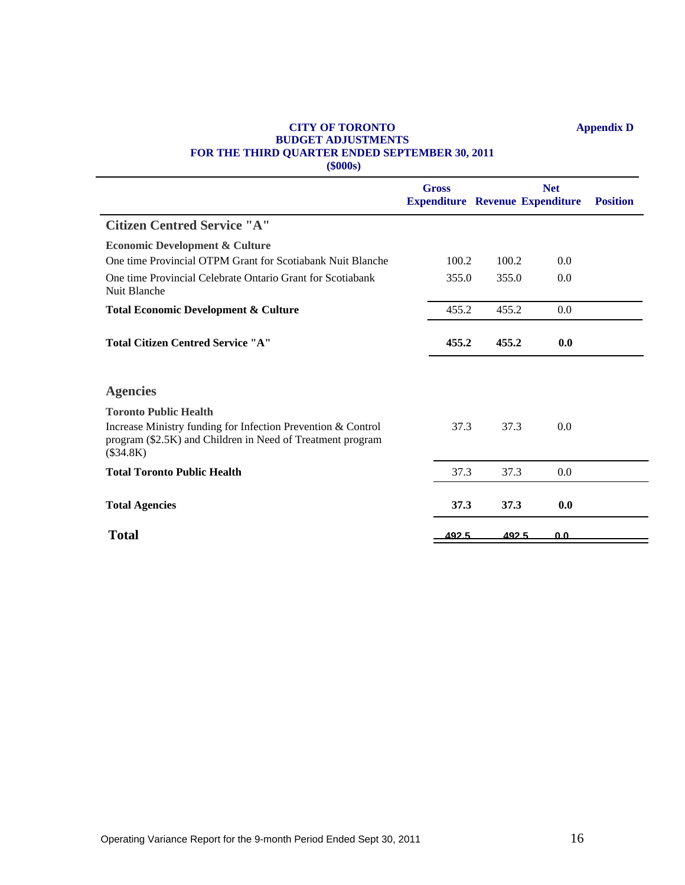**Appendix D**

**CITY OF TORONTO**
**BUDGET ADJUSTMENTS**
**FOR THE THIRD QUARTER ENDED SEPTEMBER 30, 2011**
**($000s)**

| | Gross Expenditure | Revenue | Net Expenditure | Position |
|---|---|---|---|---|
| **Citizen Centred Service "A"** | | | | |
| **Economic Development & Culture** | | | | |
| One time Provincial OTPM Grant for Scotiabank Nuit Blanche | 100.2 | 100.2 | 0.0 | |
| One time Provincial Celebrate Ontario Grant for Scotiabank Nuit Blanche | 355.0 | 355.0 | 0.0 | |
| **Total Economic Development & Culture** | 455.2 | 455.2 | 0.0 | |
| **Total Citizen Centred Service "A"** | **455.2** | **455.2** | **0.0** | |
| **Agencies** | | | | |
| **Toronto Public Health** | | | | |
| Increase Ministry funding for Infection Prevention & Control program ($2.5K) and Children in Need of Treatment program ($34.8K) | 37.3 | 37.3 | 0.0 | |
| **Total Toronto Public Health** | 37.3 | 37.3 | 0.0 | |
| **Total Agencies** | **37.3** | **37.3** | **0.0** | |
| **Total** | **492.5** | **492.5** | **0.0** | |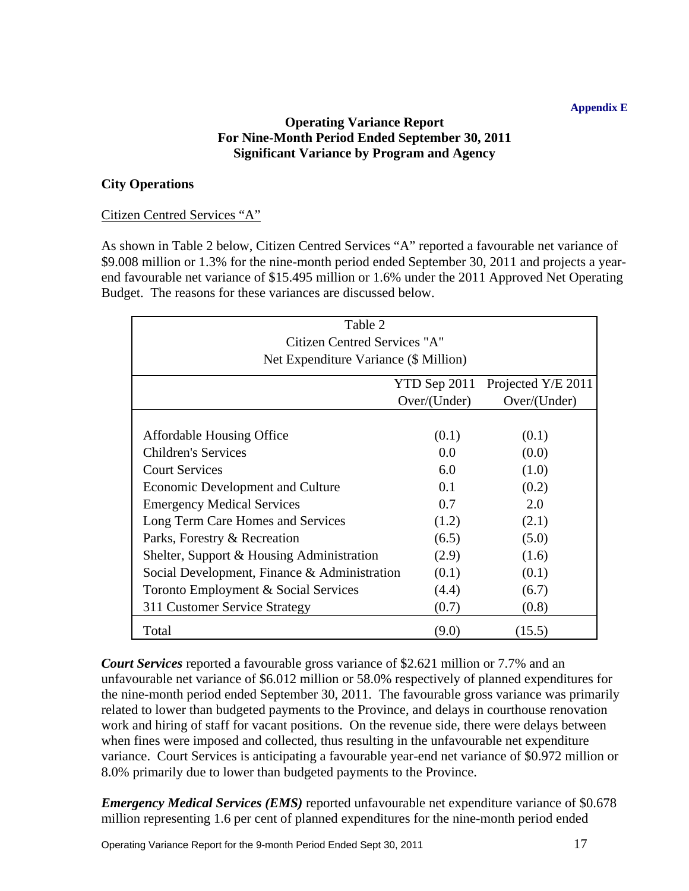Appendix E

**Operating Variance Report**
**For Nine-Month Period Ended September 30, 2011**
**Significant Variance by Program and Agency**

## City Operations

Citizen Centred Services "A"

As shown in Table 2 below, Citizen Centred Services "A" reported a favourable net variance of $9.008 million or 1.3% for the nine-month period ended September 30, 2011 and projects a year-end favourable net variance of $15.495 million or 1.6% under the 2011 Approved Net Operating Budget. The reasons for these variances are discussed below.

Table 2
Citizen Centred Services "A"
Net Expenditure Variance ($ Million)

| | YTD Sep 2011 Over/(Under) | Projected Y/E 2011 Over/(Under) |
|---|---|---|
| Affordable Housing Office | (0.1) | (0.1) |
| Children's Services | 0.0 | (0.0) |
| Court Services | 6.0 | (1.0) |
| Economic Development and Culture | 0.1 | (0.2) |
| Emergency Medical Services | 0.7 | 2.0 |
| Long Term Care Homes and Services | (1.2) | (2.1) |
| Parks, Forestry & Recreation | (6.5) | (5.0) |
| Shelter, Support & Housing Administration | (2.9) | (1.6) |
| Social Development, Finance & Administration | (0.1) | (0.1) |
| Toronto Employment & Social Services | (4.4) | (6.7) |
| 311 Customer Service Strategy | (0.7) | (0.8) |
| Total | (9.0) | (15.5) |

***Court Services*** reported a favourable gross variance of $2.621 million or 7.7% and an unfavourable net variance of $6.012 million or 58.0% respectively of planned expenditures for the nine-month period ended September 30, 2011. The favourable gross variance was primarily related to lower than budgeted payments to the Province, and delays in courthouse renovation work and hiring of staff for vacant positions. On the revenue side, there were delays between when fines were imposed and collected, thus resulting in the unfavourable net expenditure variance. Court Services is anticipating a favourable year-end net variance of $0.972 million or 8.0% primarily due to lower than budgeted payments to the Province.

***Emergency Medical Services (EMS)*** reported unfavourable net expenditure variance of $0.678 million representing 1.6 per cent of planned expenditures for the nine-month period ended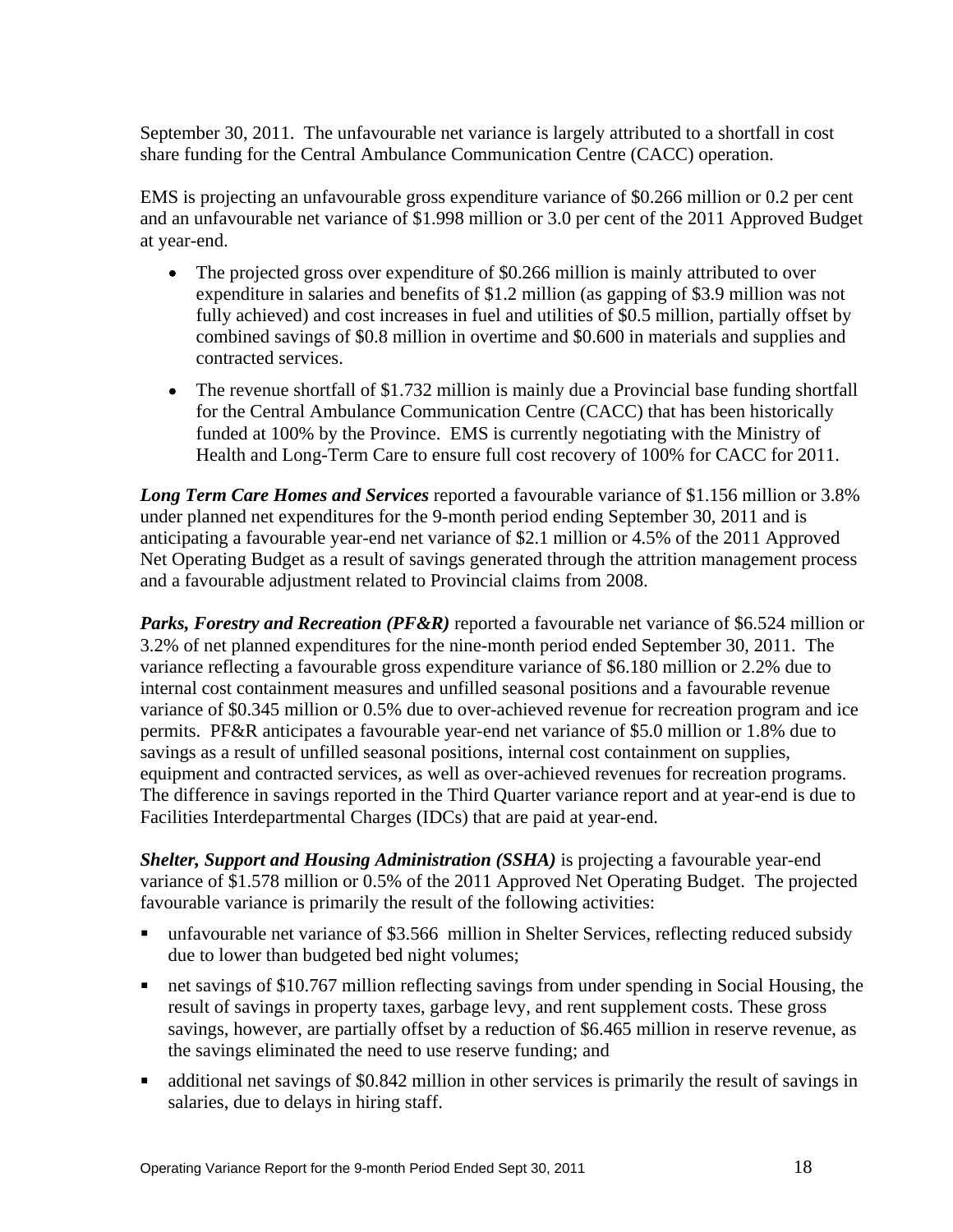September 30, 2011. The unfavourable net variance is largely attributed to a shortfall in cost share funding for the Central Ambulance Communication Centre (CACC) operation.

EMS is projecting an unfavourable gross expenditure variance of $0.266 million or 0.2 per cent and an unfavourable net variance of $1.998 million or 3.0 per cent of the 2011 Approved Budget at year-end.

- The projected gross over expenditure of $0.266 million is mainly attributed to over expenditure in salaries and benefits of $1.2 million (as gapping of $3.9 million was not fully achieved) and cost increases in fuel and utilities of $0.5 million, partially offset by combined savings of $0.8 million in overtime and $0.600 in materials and supplies and contracted services.
- The revenue shortfall of $1.732 million is mainly due a Provincial base funding shortfall for the Central Ambulance Communication Centre (CACC) that has been historically funded at 100% by the Province. EMS is currently negotiating with the Ministry of Health and Long-Term Care to ensure full cost recovery of 100% for CACC for 2011.

***Long Term Care Homes and Services*** reported a favourable variance of $1.156 million or 3.8% under planned net expenditures for the 9-month period ending September 30, 2011 and is anticipating a favourable year-end net variance of $2.1 million or 4.5% of the 2011 Approved Net Operating Budget as a result of savings generated through the attrition management process and a favourable adjustment related to Provincial claims from 2008.

***Parks, Forestry and Recreation (PF&R)*** reported a favourable net variance of $6.524 million or 3.2% of net planned expenditures for the nine-month period ended September 30, 2011. The variance reflecting a favourable gross expenditure variance of $6.180 million or 2.2% due to internal cost containment measures and unfilled seasonal positions and a favourable revenue variance of $0.345 million or 0.5% due to over-achieved revenue for recreation program and ice permits. PF&R anticipates a favourable year-end net variance of $5.0 million or 1.8% due to savings as a result of unfilled seasonal positions, internal cost containment on supplies, equipment and contracted services, as well as over-achieved revenues for recreation programs. The difference in savings reported in the Third Quarter variance report and at year-end is due to Facilities Interdepartmental Charges (IDCs) that are paid at year-end.

***Shelter, Support and Housing Administration (SSHA)*** is projecting a favourable year-end variance of $1.578 million or 0.5% of the 2011 Approved Net Operating Budget. The projected favourable variance is primarily the result of the following activities:

- unfavourable net variance of $3.566 million in Shelter Services, reflecting reduced subsidy due to lower than budgeted bed night volumes;
- net savings of $10.767 million reflecting savings from under spending in Social Housing, the result of savings in property taxes, garbage levy, and rent supplement costs. These gross savings, however, are partially offset by a reduction of $6.465 million in reserve revenue, as the savings eliminated the need to use reserve funding; and
- additional net savings of $0.842 million in other services is primarily the result of savings in salaries, due to delays in hiring staff.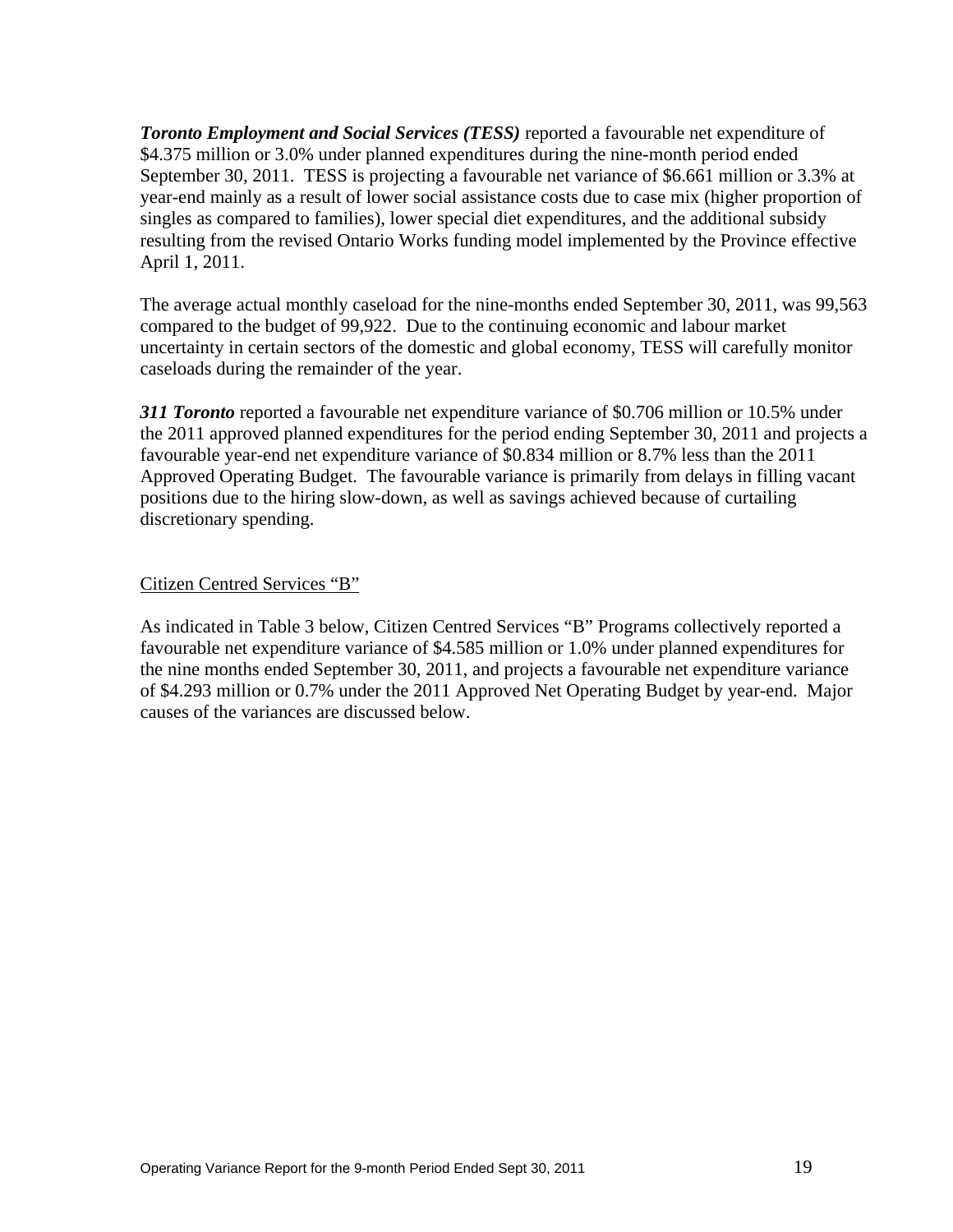***Toronto Employment and Social Services (TESS)*** reported a favourable net expenditure of \$4.375 million or 3.0% under planned expenditures during the nine-month period ended September 30, 2011. TESS is projecting a favourable net variance of \$6.661 million or 3.3% at year-end mainly as a result of lower social assistance costs due to case mix (higher proportion of singles as compared to families), lower special diet expenditures, and the additional subsidy resulting from the revised Ontario Works funding model implemented by the Province effective April 1, 2011.

The average actual monthly caseload for the nine-months ended September 30, 2011, was 99,563 compared to the budget of 99,922. Due to the continuing economic and labour market uncertainty in certain sectors of the domestic and global economy, TESS will carefully monitor caseloads during the remainder of the year.

***311 Toronto*** reported a favourable net expenditure variance of \$0.706 million or 10.5% under the 2011 approved planned expenditures for the period ending September 30, 2011 and projects a favourable year-end net expenditure variance of \$0.834 million or 8.7% less than the 2011 Approved Operating Budget. The favourable variance is primarily from delays in filling vacant positions due to the hiring slow-down, as well as savings achieved because of curtailing discretionary spending.

<u>Citizen Centred Services “B”</u>

As indicated in Table 3 below, Citizen Centred Services “B” Programs collectively reported a favourable net expenditure variance of \$4.585 million or 1.0% under planned expenditures for the nine months ended September 30, 2011, and projects a favourable net expenditure variance of \$4.293 million or 0.7% under the 2011 Approved Net Operating Budget by year-end. Major causes of the variances are discussed below.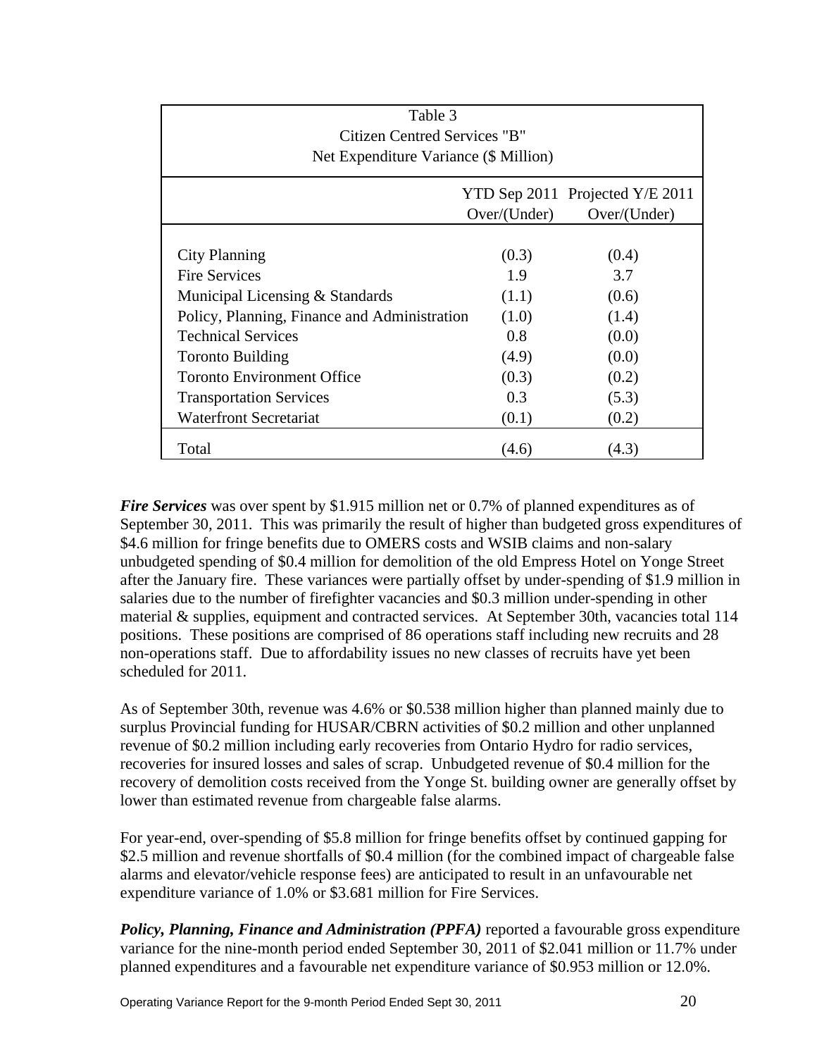| Table 3<br>Citizen Centred Services "B"<br>Net Expenditure Variance ($ Million) | | |
|---|---|---|
| | YTD Sep 2011 Over/(Under) | Projected Y/E 2011 Over/(Under) |
| City Planning | (0.3) | (0.4) |
| Fire Services | 1.9 | 3.7 |
| Municipal Licensing & Standards | (1.1) | (0.6) |
| Policy, Planning, Finance and Administration | (1.0) | (1.4) |
| Technical Services | 0.8 | (0.0) |
| Toronto Building | (4.9) | (0.0) |
| Toronto Environment Office | (0.3) | (0.2) |
| Transportation Services | 0.3 | (5.3) |
| Waterfront Secretariat | (0.1) | (0.2) |
| Total | (4.6) | (4.3) |

***Fire Services*** was over spent by $1.915 million net or 0.7% of planned expenditures as of September 30, 2011. This was primarily the result of higher than budgeted gross expenditures of $4.6 million for fringe benefits due to OMERS costs and WSIB claims and non-salary unbudgeted spending of $0.4 million for demolition of the old Empress Hotel on Yonge Street after the January fire. These variances were partially offset by under-spending of $1.9 million in salaries due to the number of firefighter vacancies and $0.3 million under-spending in other material & supplies, equipment and contracted services. At September 30th, vacancies total 114 positions. These positions are comprised of 86 operations staff including new recruits and 28 non-operations staff. Due to affordability issues no new classes of recruits have yet been scheduled for 2011.

As of September 30th, revenue was 4.6% or $0.538 million higher than planned mainly due to surplus Provincial funding for HUSAR/CBRN activities of $0.2 million and other unplanned revenue of $0.2 million including early recoveries from Ontario Hydro for radio services, recoveries for insured losses and sales of scrap. Unbudgeted revenue of $0.4 million for the recovery of demolition costs received from the Yonge St. building owner are generally offset by lower than estimated revenue from chargeable false alarms.

For year-end, over-spending of $5.8 million for fringe benefits offset by continued gapping for $2.5 million and revenue shortfalls of $0.4 million (for the combined impact of chargeable false alarms and elevator/vehicle response fees) are anticipated to result in an unfavourable net expenditure variance of 1.0% or $3.681 million for Fire Services.

***Policy, Planning, Finance and Administration (PPFA)*** reported a favourable gross expenditure variance for the nine-month period ended September 30, 2011 of $2.041 million or 11.7% under planned expenditures and a favourable net expenditure variance of $0.953 million or 12.0%.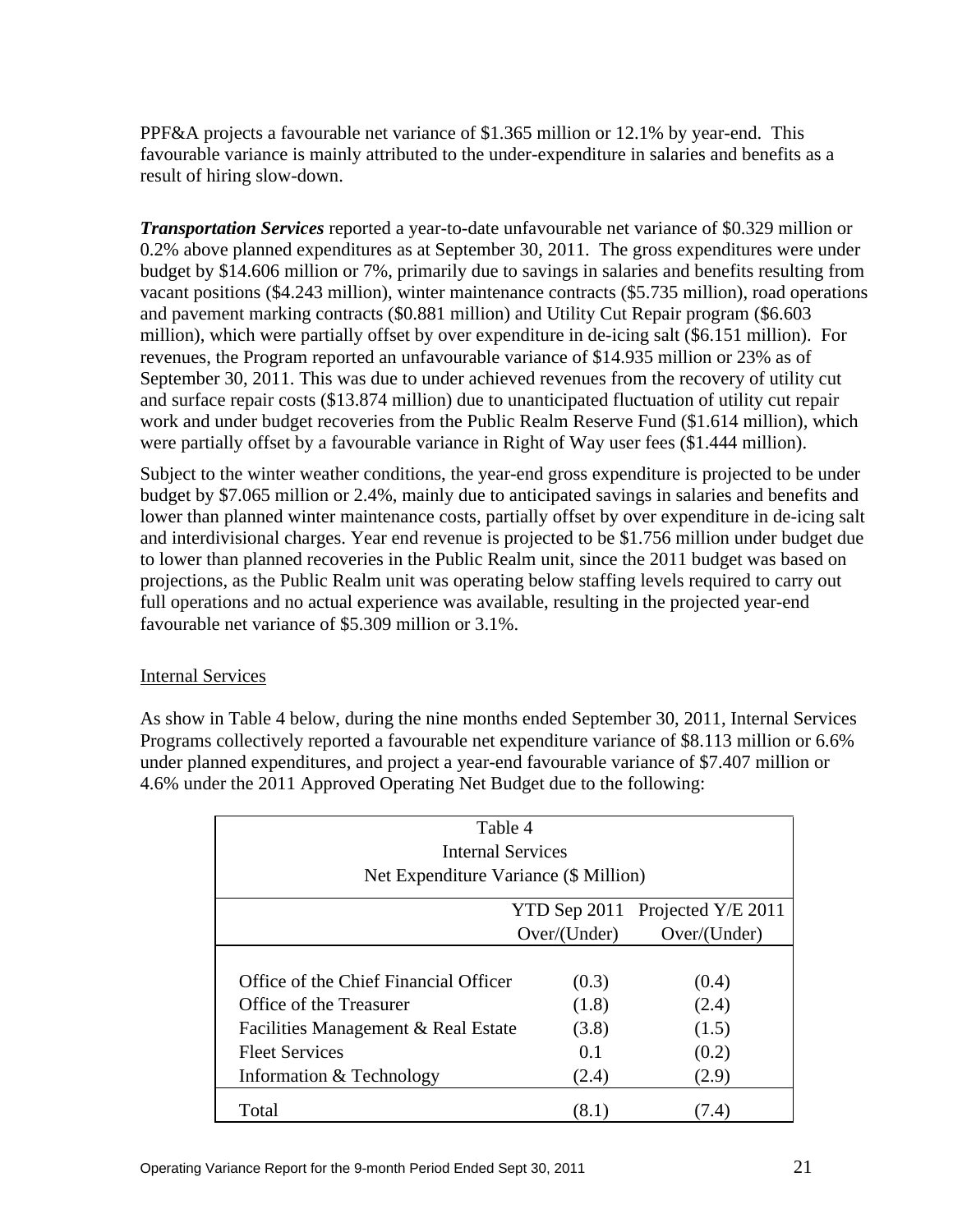PPF&A projects a favourable net variance of $1.365 million or 12.1% by year-end. This favourable variance is mainly attributed to the under-expenditure in salaries and benefits as a result of hiring slow-down.

***Transportation Services*** reported a year-to-date unfavourable net variance of $0.329 million or 0.2% above planned expenditures as at September 30, 2011. The gross expenditures were under budget by $14.606 million or 7%, primarily due to savings in salaries and benefits resulting from vacant positions ($4.243 million), winter maintenance contracts ($5.735 million), road operations and pavement marking contracts ($0.881 million) and Utility Cut Repair program ($6.603 million), which were partially offset by over expenditure in de-icing salt ($6.151 million). For revenues, the Program reported an unfavourable variance of $14.935 million or 23% as of September 30, 2011. This was due to under achieved revenues from the recovery of utility cut and surface repair costs ($13.874 million) due to unanticipated fluctuation of utility cut repair work and under budget recoveries from the Public Realm Reserve Fund ($1.614 million), which were partially offset by a favourable variance in Right of Way user fees ($1.444 million).

Subject to the winter weather conditions, the year-end gross expenditure is projected to be under budget by $7.065 million or 2.4%, mainly due to anticipated savings in salaries and benefits and lower than planned winter maintenance costs, partially offset by over expenditure in de-icing salt and interdivisional charges. Year end revenue is projected to be $1.756 million under budget due to lower than planned recoveries in the Public Realm unit, since the 2011 budget was based on projections, as the Public Realm unit was operating below staffing levels required to carry out full operations and no actual experience was available, resulting in the projected year-end favourable net variance of $5.309 million or 3.1%.

Internal Services

As show in Table 4 below, during the nine months ended September 30, 2011, Internal Services Programs collectively reported a favourable net expenditure variance of $8.113 million or 6.6% under planned expenditures, and project a year-end favourable variance of $7.407 million or 4.6% under the 2011 Approved Operating Net Budget due to the following:

Table 4
Internal Services
Net Expenditure Variance ($ Million)

| | YTD Sep 2011 Over/(Under) | Projected Y/E 2011 Over/(Under) |
|---|---|---|
| Office of the Chief Financial Officer | (0.3) | (0.4) |
| Office of the Treasurer | (1.8) | (2.4) |
| Facilities Management & Real Estate | (3.8) | (1.5) |
| Fleet Services | 0.1 | (0.2) |
| Information & Technology | (2.4) | (2.9) |
| Total | (8.1) | (7.4) |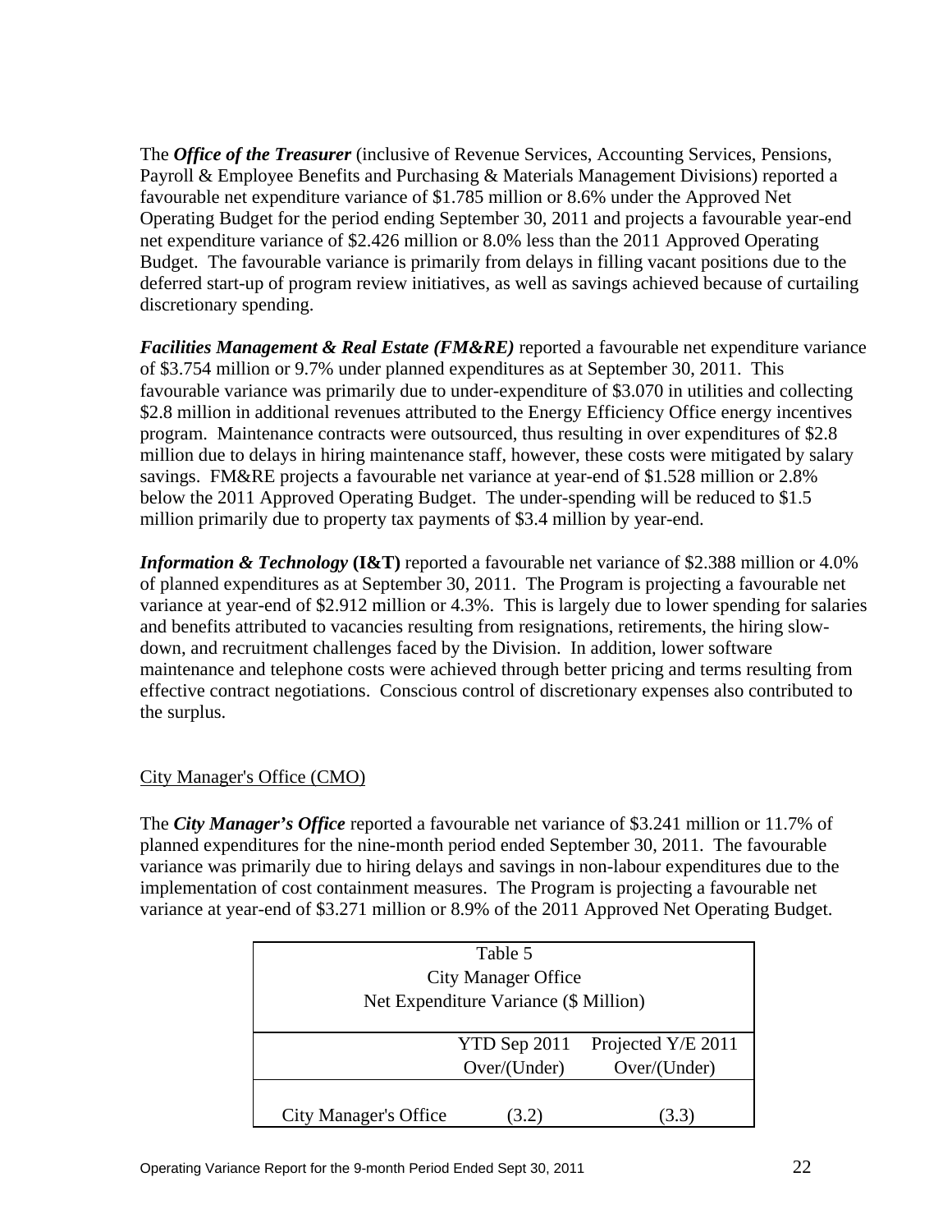The ***Office of the Treasurer*** (inclusive of Revenue Services, Accounting Services, Pensions, Payroll & Employee Benefits and Purchasing & Materials Management Divisions) reported a favourable net expenditure variance of $1.785 million or 8.6% under the Approved Net Operating Budget for the period ending September 30, 2011 and projects a favourable year-end net expenditure variance of $2.426 million or 8.0% less than the 2011 Approved Operating Budget. The favourable variance is primarily from delays in filling vacant positions due to the deferred start-up of program review initiatives, as well as savings achieved because of curtailing discretionary spending.

***Facilities Management & Real Estate (FM&RE)*** reported a favourable net expenditure variance of $3.754 million or 9.7% under planned expenditures as at September 30, 2011. This favourable variance was primarily due to under-expenditure of $3.070 in utilities and collecting $2.8 million in additional revenues attributed to the Energy Efficiency Office energy incentives program. Maintenance contracts were outsourced, thus resulting in over expenditures of $2.8 million due to delays in hiring maintenance staff, however, these costs were mitigated by salary savings. FM&RE projects a favourable net variance at year-end of $1.528 million or 2.8% below the 2011 Approved Operating Budget. The under-spending will be reduced to $1.5 million primarily due to property tax payments of $3.4 million by year-end.

***Information & Technology*** **(I&T)** reported a favourable net variance of $2.388 million or 4.0% of planned expenditures as at September 30, 2011. The Program is projecting a favourable net variance at year-end of $2.912 million or 4.3%. This is largely due to lower spending for salaries and benefits attributed to vacancies resulting from resignations, retirements, the hiring slow-down, and recruitment challenges faced by the Division. In addition, lower software maintenance and telephone costs were achieved through better pricing and terms resulting from effective contract negotiations. Conscious control of discretionary expenses also contributed to the surplus.

City Manager's Office (CMO)

The ***City Manager's Office*** reported a favourable net variance of $3.241 million or 11.7% of planned expenditures for the nine-month period ended September 30, 2011. The favourable variance was primarily due to hiring delays and savings in non-labour expenditures due to the implementation of cost containment measures. The Program is projecting a favourable net variance at year-end of $3.271 million or 8.9% of the 2011 Approved Net Operating Budget.

Table 5
City Manager Office
Net Expenditure Variance ($ Million)

| | YTD Sep 2011 Over/(Under) | Projected Y/E 2011 Over/(Under) |
|---|---|---|
| City Manager's Office | (3.2) | (3.3) |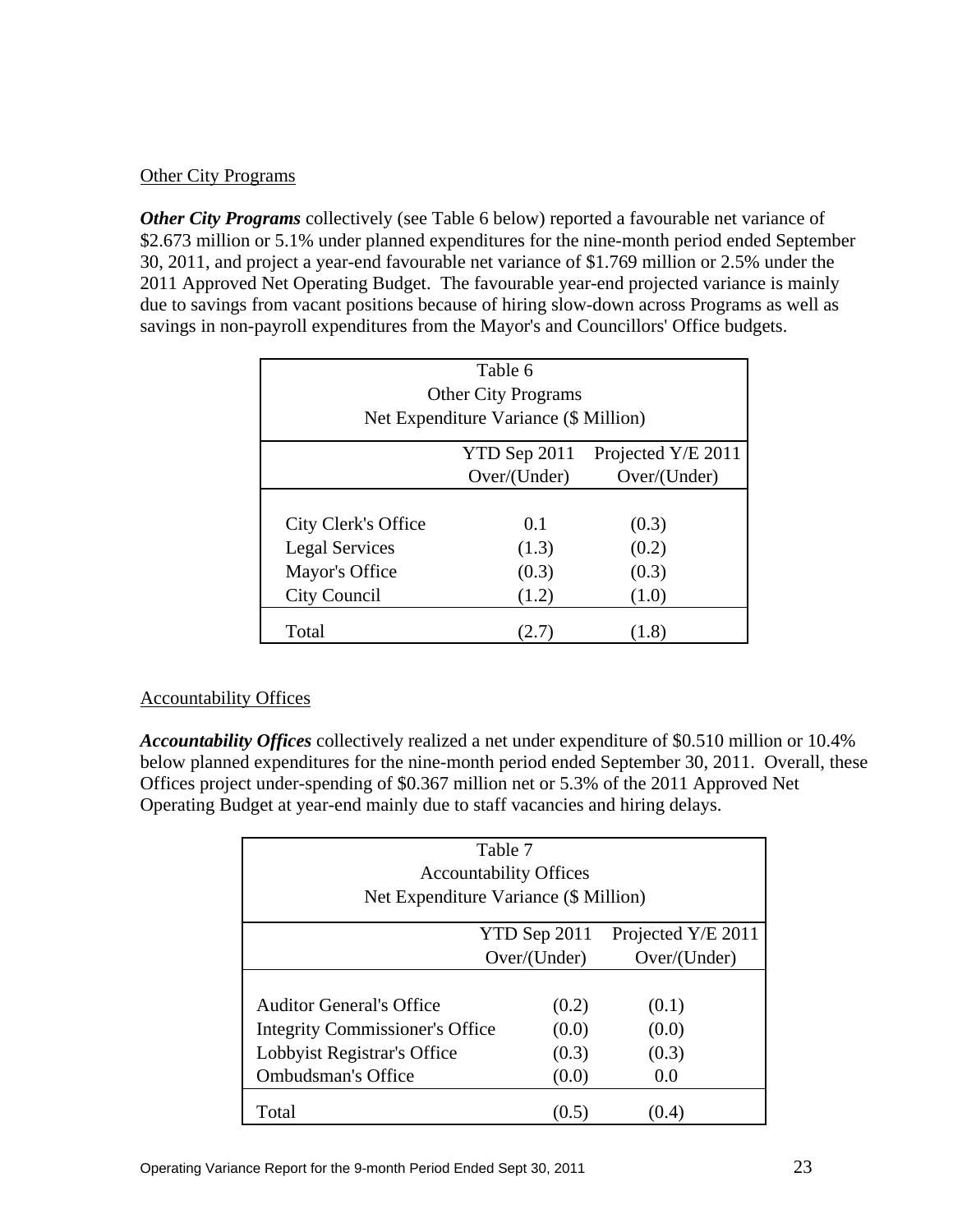Other City Programs

***Other City Programs*** collectively (see Table 6 below) reported a favourable net variance of $2.673 million or 5.1% under planned expenditures for the nine-month period ended September 30, 2011, and project a year-end favourable net variance of $1.769 million or 2.5% under the 2011 Approved Net Operating Budget. The favourable year-end projected variance is mainly due to savings from vacant positions because of hiring slow-down across Programs as well as savings in non-payroll expenditures from the Mayor's and Councillors' Office budgets.

Table 6
Other City Programs
Net Expenditure Variance ($ Million)

| | YTD Sep 2011 Over/(Under) | Projected Y/E 2011 Over/(Under) |
|---|---|---|
| City Clerk's Office | 0.1 | (0.3) |
| Legal Services | (1.3) | (0.2) |
| Mayor's Office | (0.3) | (0.3) |
| City Council | (1.2) | (1.0) |
| Total | (2.7) | (1.8) |

Accountability Offices

***Accountability Offices*** collectively realized a net under expenditure of $0.510 million or 10.4% below planned expenditures for the nine-month period ended September 30, 2011. Overall, these Offices project under-spending of $0.367 million net or 5.3% of the 2011 Approved Net Operating Budget at year-end mainly due to staff vacancies and hiring delays.

Table 7
Accountability Offices
Net Expenditure Variance ($ Million)

| | YTD Sep 2011 Over/(Under) | Projected Y/E 2011 Over/(Under) |
|---|---|---|
| Auditor General's Office | (0.2) | (0.1) |
| Integrity Commissioner's Office | (0.0) | (0.0) |
| Lobbyist Registrar's Office | (0.3) | (0.3) |
| Ombudsman's Office | (0.0) | 0.0 |
| Total | (0.5) | (0.4) |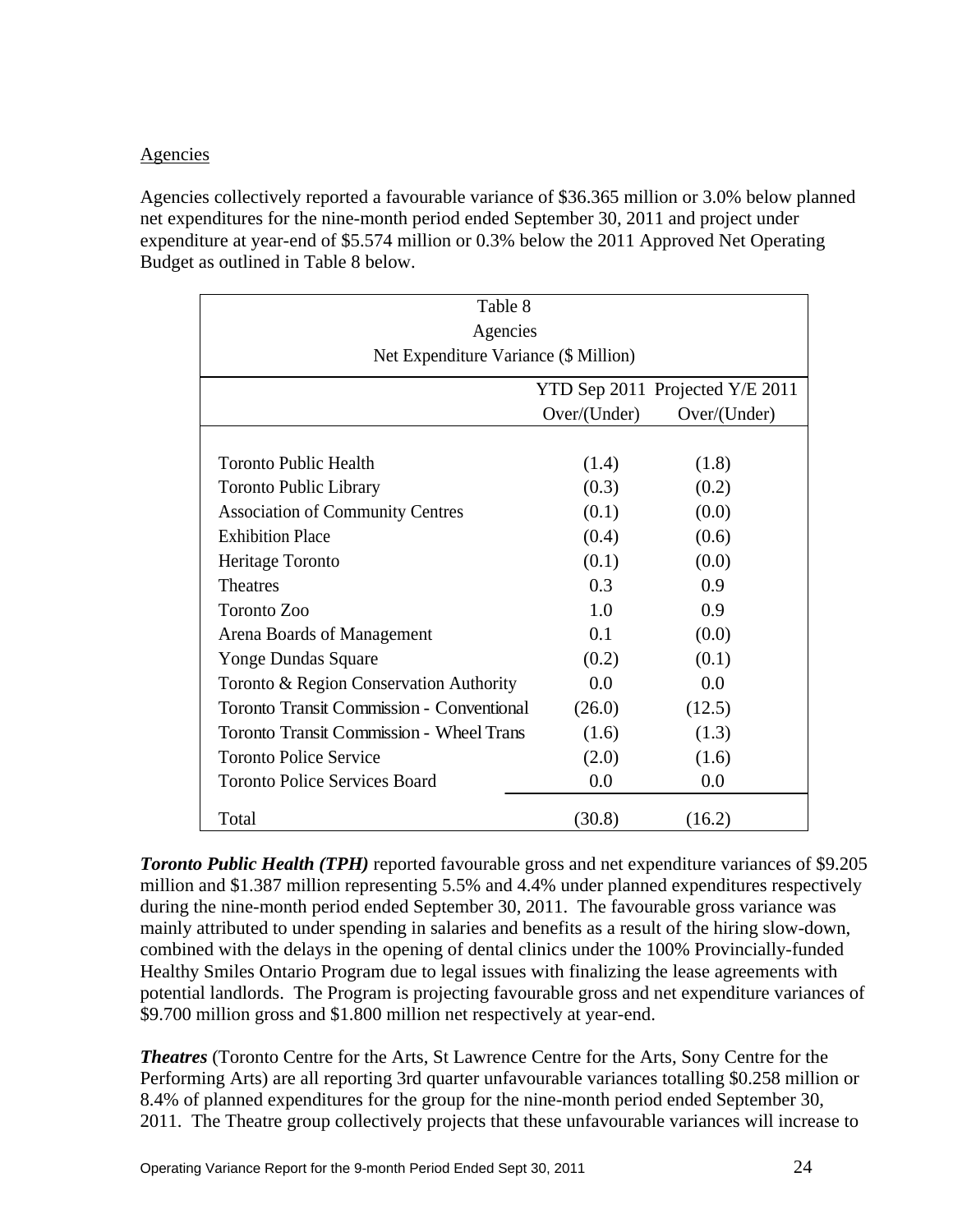Agencies

Agencies collectively reported a favourable variance of $36.365 million or 3.0% below planned net expenditures for the nine-month period ended September 30, 2011 and project under expenditure at year-end of $5.574 million or 0.3% below the 2011 Approved Net Operating Budget as outlined in Table 8 below.

Table 8
Agencies
Net Expenditure Variance ($ Million)

| | YTD Sep 2011 Over/(Under) | Projected Y/E 2011 Over/(Under) |
|---|---|---|
| Toronto Public Health | (1.4) | (1.8) |
| Toronto Public Library | (0.3) | (0.2) |
| Association of Community Centres | (0.1) | (0.0) |
| Exhibition Place | (0.4) | (0.6) |
| Heritage Toronto | (0.1) | (0.0) |
| Theatres | 0.3 | 0.9 |
| Toronto Zoo | 1.0 | 0.9 |
| Arena Boards of Management | 0.1 | (0.0) |
| Yonge Dundas Square | (0.2) | (0.1) |
| Toronto & Region Conservation Authority | 0.0 | 0.0 |
| Toronto Transit Commission - Conventional | (26.0) | (12.5) |
| Toronto Transit Commission - Wheel Trans | (1.6) | (1.3) |
| Toronto Police Service | (2.0) | (1.6) |
| Toronto Police Services Board | 0.0 | 0.0 |
| Total | (30.8) | (16.2) |

***Toronto Public Health (TPH)*** reported favourable gross and net expenditure variances of $9.205 million and $1.387 million representing 5.5% and 4.4% under planned expenditures respectively during the nine-month period ended September 30, 2011. The favourable gross variance was mainly attributed to under spending in salaries and benefits as a result of the hiring slow-down, combined with the delays in the opening of dental clinics under the 100% Provincially-funded Healthy Smiles Ontario Program due to legal issues with finalizing the lease agreements with potential landlords. The Program is projecting favourable gross and net expenditure variances of $9.700 million gross and $1.800 million net respectively at year-end.

***Theatres*** (Toronto Centre for the Arts, St Lawrence Centre for the Arts, Sony Centre for the Performing Arts) are all reporting 3rd quarter unfavourable variances totalling $0.258 million or 8.4% of planned expenditures for the group for the nine-month period ended September 30, 2011. The Theatre group collectively projects that these unfavourable variances will increase to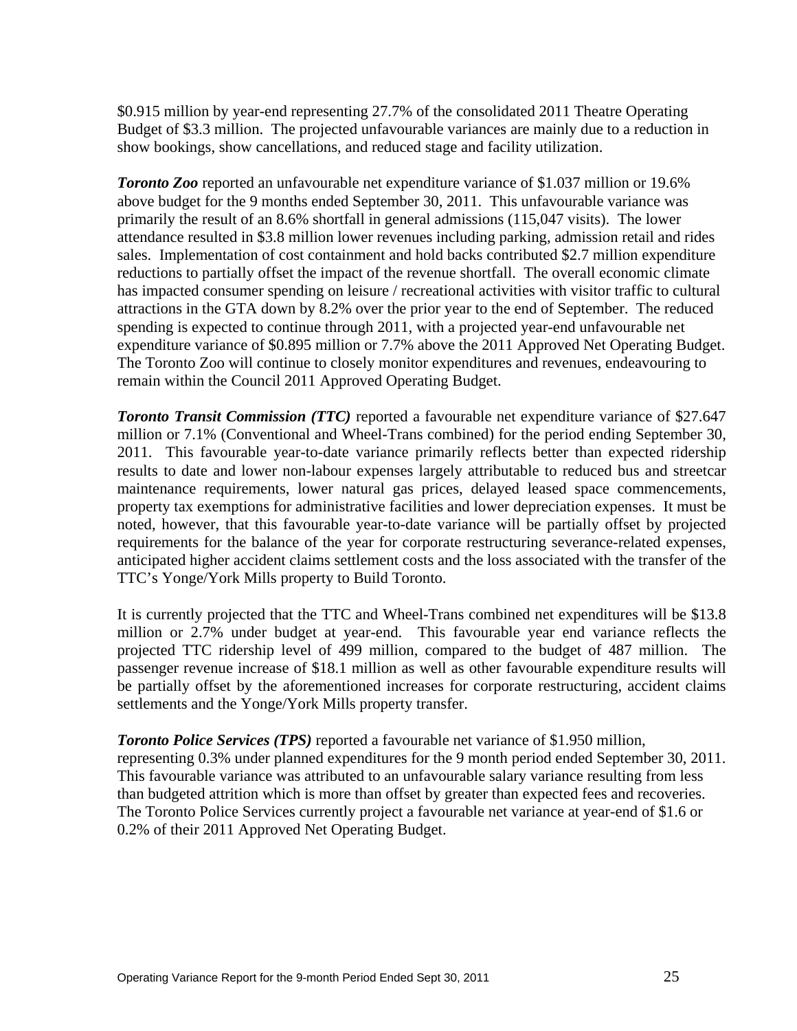$0.915 million by year-end representing 27.7% of the consolidated 2011 Theatre Operating Budget of $3.3 million. The projected unfavourable variances are mainly due to a reduction in show bookings, show cancellations, and reduced stage and facility utilization.

***Toronto Zoo*** reported an unfavourable net expenditure variance of $1.037 million or 19.6% above budget for the 9 months ended September 30, 2011. This unfavourable variance was primarily the result of an 8.6% shortfall in general admissions (115,047 visits). The lower attendance resulted in $3.8 million lower revenues including parking, admission retail and rides sales. Implementation of cost containment and hold backs contributed $2.7 million expenditure reductions to partially offset the impact of the revenue shortfall. The overall economic climate has impacted consumer spending on leisure / recreational activities with visitor traffic to cultural attractions in the GTA down by 8.2% over the prior year to the end of September. The reduced spending is expected to continue through 2011, with a projected year-end unfavourable net expenditure variance of $0.895 million or 7.7% above the 2011 Approved Net Operating Budget. The Toronto Zoo will continue to closely monitor expenditures and revenues, endeavouring to remain within the Council 2011 Approved Operating Budget.

***Toronto Transit Commission (TTC)*** reported a favourable net expenditure variance of $27.647 million or 7.1% (Conventional and Wheel-Trans combined) for the period ending September 30, 2011. This favourable year-to-date variance primarily reflects better than expected ridership results to date and lower non-labour expenses largely attributable to reduced bus and streetcar maintenance requirements, lower natural gas prices, delayed leased space commencements, property tax exemptions for administrative facilities and lower depreciation expenses. It must be noted, however, that this favourable year-to-date variance will be partially offset by projected requirements for the balance of the year for corporate restructuring severance-related expenses, anticipated higher accident claims settlement costs and the loss associated with the transfer of the TTC's Yonge/York Mills property to Build Toronto.

It is currently projected that the TTC and Wheel-Trans combined net expenditures will be $13.8 million or 2.7% under budget at year-end. This favourable year end variance reflects the projected TTC ridership level of 499 million, compared to the budget of 487 million. The passenger revenue increase of $18.1 million as well as other favourable expenditure results will be partially offset by the aforementioned increases for corporate restructuring, accident claims settlements and the Yonge/York Mills property transfer.

***Toronto Police Services (TPS)*** reported a favourable net variance of $1.950 million, representing 0.3% under planned expenditures for the 9 month period ended September 30, 2011. This favourable variance was attributed to an unfavourable salary variance resulting from less than budgeted attrition which is more than offset by greater than expected fees and recoveries. The Toronto Police Services currently project a favourable net variance at year-end of $1.6 or 0.2% of their 2011 Approved Net Operating Budget.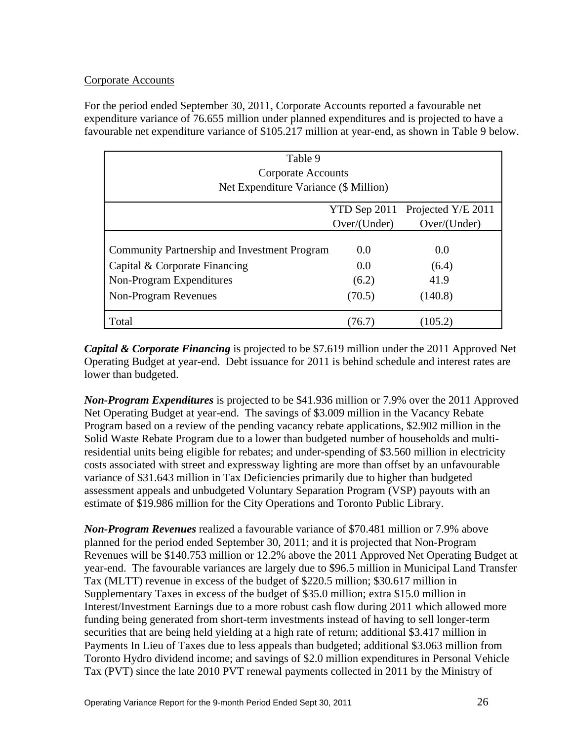Corporate Accounts

For the period ended September 30, 2011, Corporate Accounts reported a favourable net expenditure variance of 76.655 million under planned expenditures and is projected to have a favourable net expenditure variance of $105.217 million at year-end, as shown in Table 9 below.

Table 9
Corporate Accounts
Net Expenditure Variance ($ Million)

| | YTD Sep 2011 Over/(Under) | Projected Y/E 2011 Over/(Under) |
|---|---|---|
| Community Partnership and Investment Program | 0.0 | 0.0 |
| Capital & Corporate Financing | 0.0 | (6.4) |
| Non-Program Expenditures | (6.2) | 41.9 |
| Non-Program Revenues | (70.5) | (140.8) |
| Total | (76.7) | (105.2) |

***Capital & Corporate Financing*** is projected to be $7.619 million under the 2011 Approved Net Operating Budget at year-end. Debt issuance for 2011 is behind schedule and interest rates are lower than budgeted.

***Non-Program Expenditures*** is projected to be $41.936 million or 7.9% over the 2011 Approved Net Operating Budget at year-end. The savings of $3.009 million in the Vacancy Rebate Program based on a review of the pending vacancy rebate applications, $2.902 million in the Solid Waste Rebate Program due to a lower than budgeted number of households and multi-residential units being eligible for rebates; and under-spending of $3.560 million in electricity costs associated with street and expressway lighting are more than offset by an unfavourable variance of $31.643 million in Tax Deficiencies primarily due to higher than budgeted assessment appeals and unbudgeted Voluntary Separation Program (VSP) payouts with an estimate of $19.986 million for the City Operations and Toronto Public Library.

***Non-Program Revenues*** realized a favourable variance of $70.481 million or 7.9% above planned for the period ended September 30, 2011; and it is projected that Non-Program Revenues will be $140.753 million or 12.2% above the 2011 Approved Net Operating Budget at year-end. The favourable variances are largely due to $96.5 million in Municipal Land Transfer Tax (MLTT) revenue in excess of the budget of $220.5 million; $30.617 million in Supplementary Taxes in excess of the budget of $35.0 million; extra $15.0 million in Interest/Investment Earnings due to a more robust cash flow during 2011 which allowed more funding being generated from short-term investments instead of having to sell longer-term securities that are being held yielding at a high rate of return; additional $3.417 million in Payments In Lieu of Taxes due to less appeals than budgeted; additional $3.063 million from Toronto Hydro dividend income; and savings of $2.0 million expenditures in Personal Vehicle Tax (PVT) since the late 2010 PVT renewal payments collected in 2011 by the Ministry of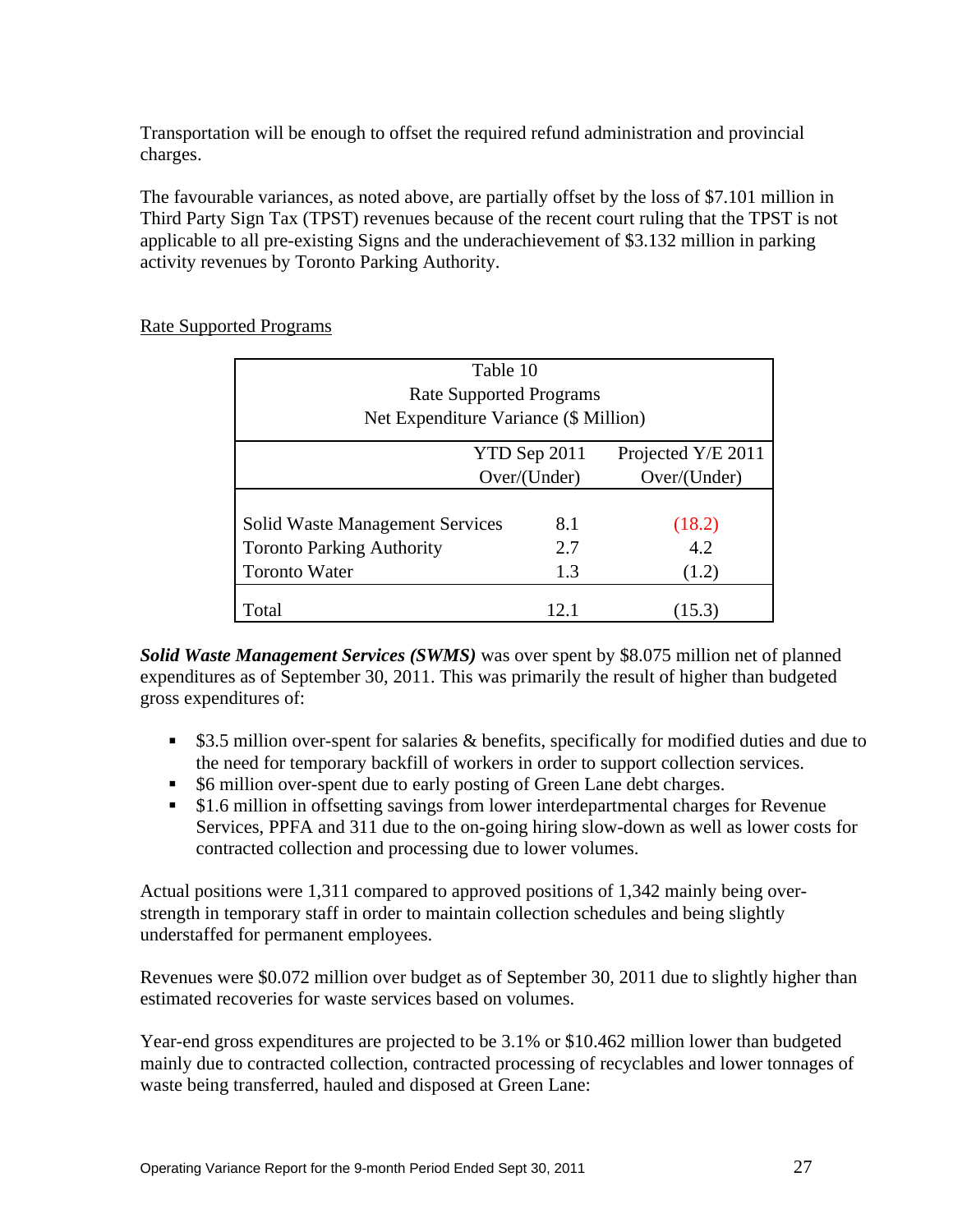Transportation will be enough to offset the required refund administration and provincial charges.

The favourable variances, as noted above, are partially offset by the loss of $7.101 million in Third Party Sign Tax (TPST) revenues because of the recent court ruling that the TPST is not applicable to all pre-existing Signs and the underachievement of $3.132 million in parking activity revenues by Toronto Parking Authority.

Rate Supported Programs

Table 10
Rate Supported Programs
Net Expenditure Variance ($ Million)

| | YTD Sep 2011 Over/(Under) | Projected Y/E 2011 Over/(Under) |
|---|---|---|
| Solid Waste Management Services | 8.1 | (18.2) |
| Toronto Parking Authority | 2.7 | 4.2 |
| Toronto Water | 1.3 | (1.2) |
| Total | 12.1 | (15.3) |

***Solid Waste Management Services (SWMS)*** was over spent by $8.075 million net of planned expenditures as of September 30, 2011. This was primarily the result of higher than budgeted gross expenditures of:

- $3.5 million over-spent for salaries & benefits, specifically for modified duties and due to the need for temporary backfill of workers in order to support collection services.
- $6 million over-spent due to early posting of Green Lane debt charges.
- $1.6 million in offsetting savings from lower interdepartmental charges for Revenue Services, PPFA and 311 due to the on-going hiring slow-down as well as lower costs for contracted collection and processing due to lower volumes.

Actual positions were 1,311 compared to approved positions of 1,342 mainly being over-strength in temporary staff in order to maintain collection schedules and being slightly understaffed for permanent employees.

Revenues were $0.072 million over budget as of September 30, 2011 due to slightly higher than estimated recoveries for waste services based on volumes.

Year-end gross expenditures are projected to be 3.1% or $10.462 million lower than budgeted mainly due to contracted collection, contracted processing of recyclables and lower tonnages of waste being transferred, hauled and disposed at Green Lane: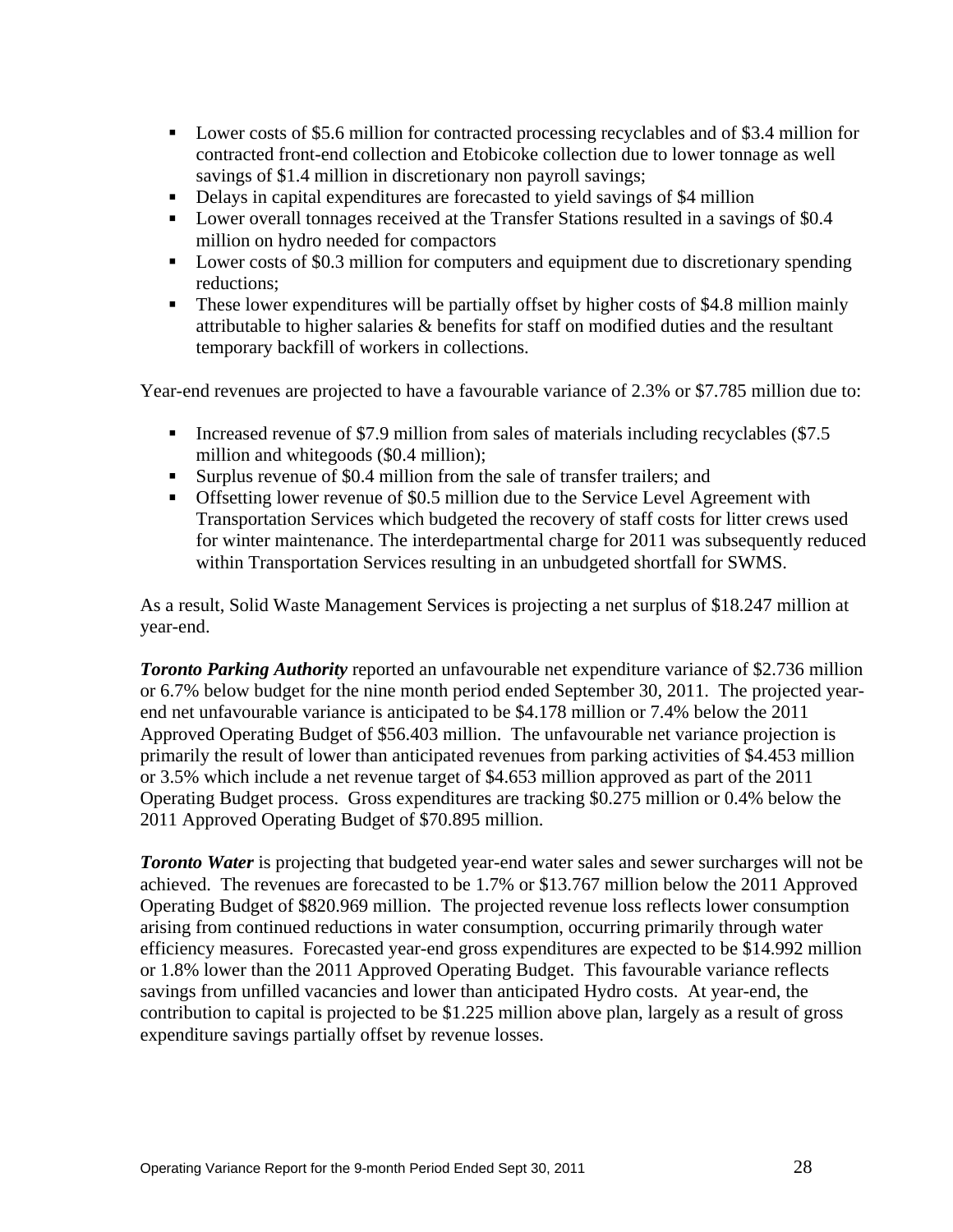- Lower costs of $5.6 million for contracted processing recyclables and of $3.4 million for contracted front-end collection and Etobicoke collection due to lower tonnage as well savings of $1.4 million in discretionary non payroll savings;
- Delays in capital expenditures are forecasted to yield savings of $4 million
- Lower overall tonnages received at the Transfer Stations resulted in a savings of $0.4 million on hydro needed for compactors
- Lower costs of $0.3 million for computers and equipment due to discretionary spending reductions;
- These lower expenditures will be partially offset by higher costs of $4.8 million mainly attributable to higher salaries & benefits for staff on modified duties and the resultant temporary backfill of workers in collections.

Year-end revenues are projected to have a favourable variance of 2.3% or $7.785 million due to:

- Increased revenue of $7.9 million from sales of materials including recyclables ($7.5 million and whitegoods ($0.4 million);
- Surplus revenue of $0.4 million from the sale of transfer trailers; and
- Offsetting lower revenue of $0.5 million due to the Service Level Agreement with Transportation Services which budgeted the recovery of staff costs for litter crews used for winter maintenance. The interdepartmental charge for 2011 was subsequently reduced within Transportation Services resulting in an unbudgeted shortfall for SWMS.

As a result, Solid Waste Management Services is projecting a net surplus of $18.247 million at year-end.

***Toronto Parking Authority*** reported an unfavourable net expenditure variance of $2.736 million or 6.7% below budget for the nine month period ended September 30, 2011. The projected year-end net unfavourable variance is anticipated to be $4.178 million or 7.4% below the 2011 Approved Operating Budget of $56.403 million. The unfavourable net variance projection is primarily the result of lower than anticipated revenues from parking activities of $4.453 million or 3.5% which include a net revenue target of $4.653 million approved as part of the 2011 Operating Budget process. Gross expenditures are tracking $0.275 million or 0.4% below the 2011 Approved Operating Budget of $70.895 million.

***Toronto Water*** is projecting that budgeted year-end water sales and sewer surcharges will not be achieved. The revenues are forecasted to be 1.7% or $13.767 million below the 2011 Approved Operating Budget of $820.969 million. The projected revenue loss reflects lower consumption arising from continued reductions in water consumption, occurring primarily through water efficiency measures. Forecasted year-end gross expenditures are expected to be $14.992 million or 1.8% lower than the 2011 Approved Operating Budget. This favourable variance reflects savings from unfilled vacancies and lower than anticipated Hydro costs. At year-end, the contribution to capital is projected to be $1.225 million above plan, largely as a result of gross expenditure savings partially offset by revenue losses.